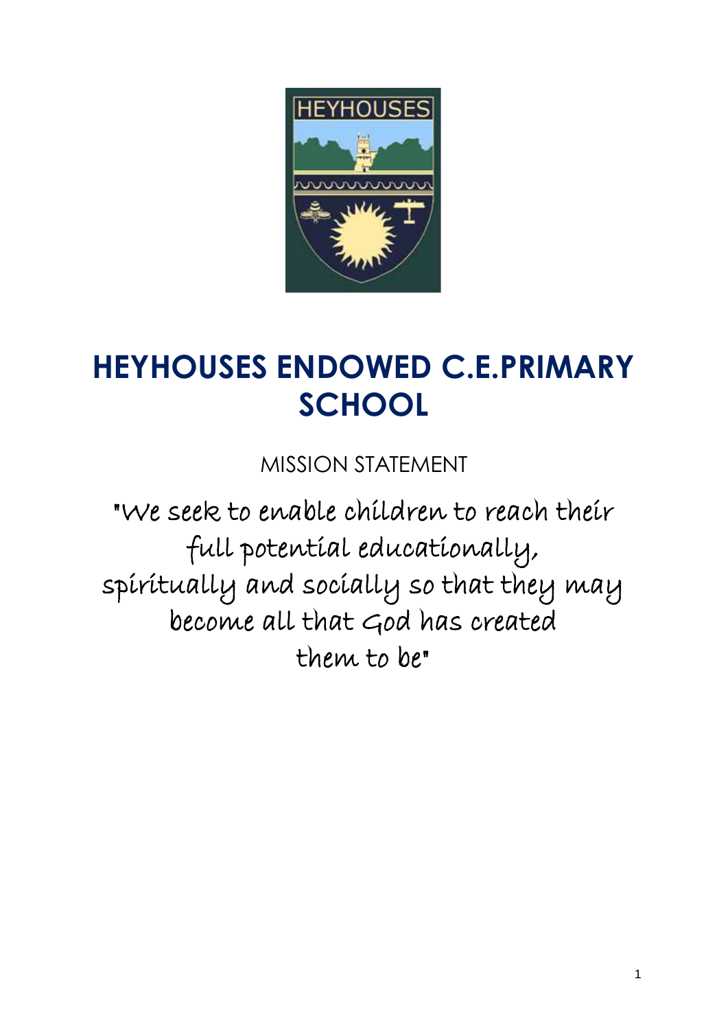# HEYHOUSES ENDOWED C.E.PRIMARY SCHOOL

MISSION STATEMENT

"We seek to enable children to reach their full potential educationally, spiritually and socially so that they may become all that God has created them to be"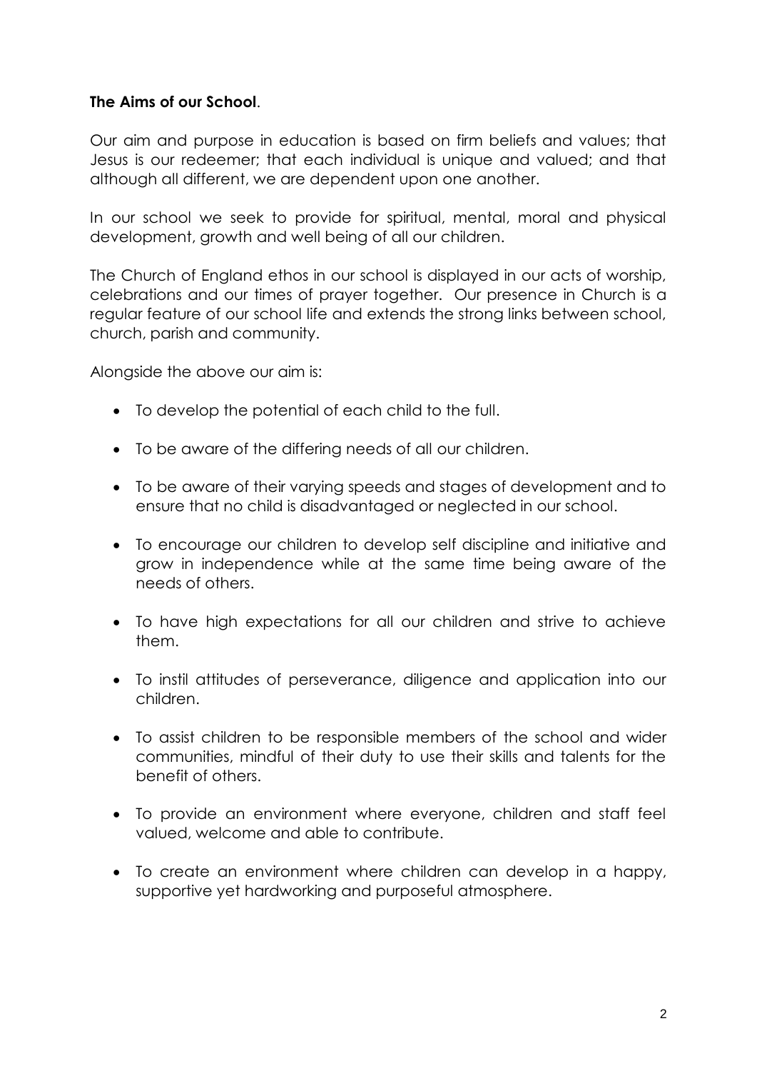**The Aims of our School**.

Our aim and purpose in education is based on firm beliefs and values; that Jesus is our redeemer; that each individual is unique and valued; and that although all different, we are dependent upon one another.

In our school we seek to provide for spiritual, mental, moral and physical development, growth and well being of all our children.

The Church of England ethos in our school is displayed in our acts of worship, celebrations and our times of prayer together. Our presence in Church is a regular feature of our school life and extends the strong links between school, church, parish and community.

Alongside the above our aim is:

- To develop the potential of each child to the full.
- To be aware of the differing needs of all our children.
- To be aware of their varying speeds and stages of development and to ensure that no child is disadvantaged or neglected in our school.
- To encourage our children to develop self discipline and initiative and grow in independence while at the same time being aware of the needs of others.
- To have high expectations for all our children and strive to achieve them.
- To instil attitudes of perseverance, diligence and application into our children.
- To assist children to be responsible members of the school and wider communities, mindful of their duty to use their skills and talents for the benefit of others.
- To provide an environment where everyone, children and staff feel valued, welcome and able to contribute.
- To create an environment where children can develop in a happy, supportive yet hardworking and purposeful atmosphere.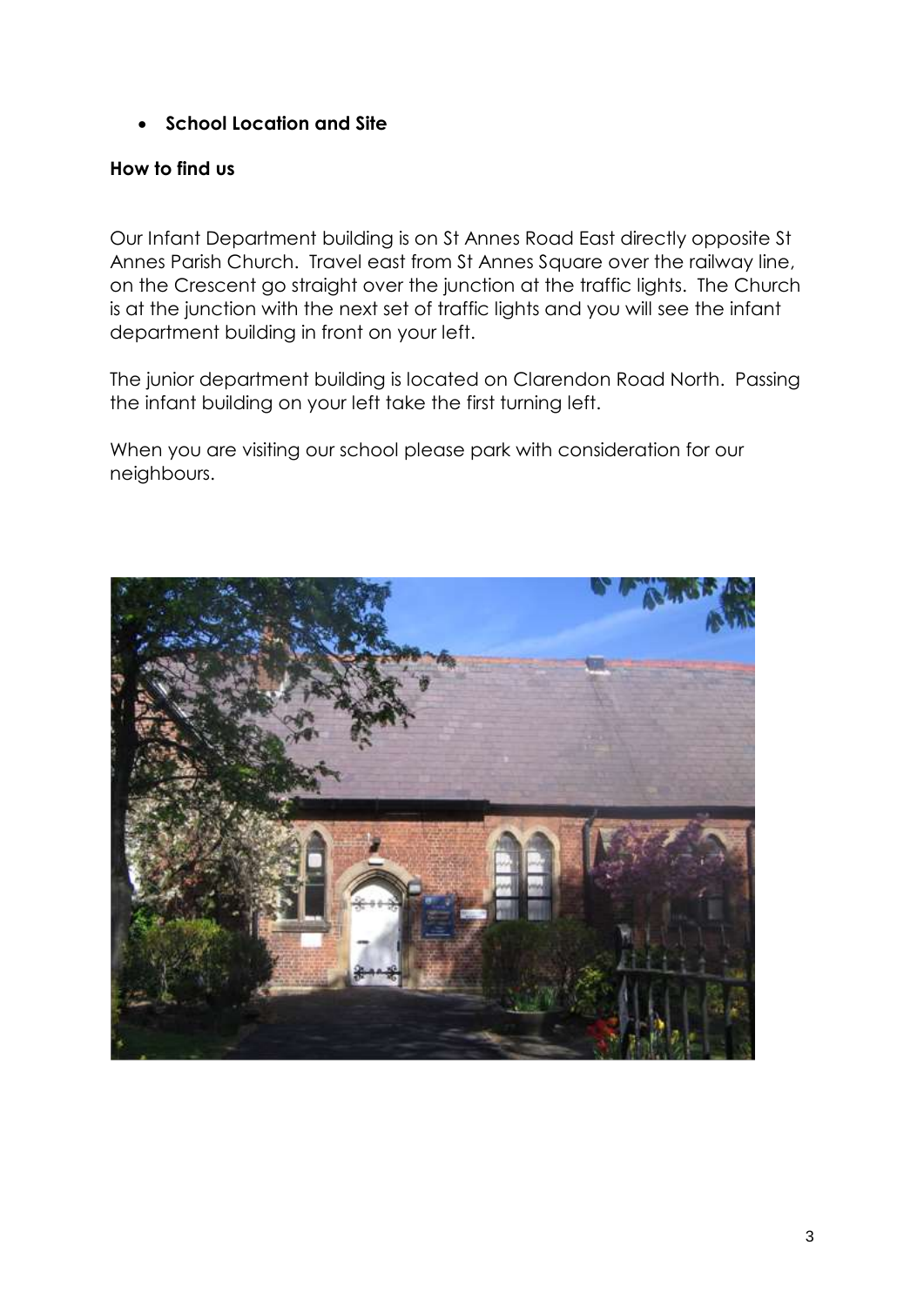- **School Location and Site**

**How to find us**

Our Infant Department building is on St Annes Road East directly opposite St Annes Parish Church. Travel east from St Annes Square over the railway line, on the Crescent go straight over the junction at the traffic lights. The Church is at the junction with the next set of traffic lights and you will see the infant department building in front on your left.

The junior department building is located on Clarendon Road North. Passing the infant building on your left take the first turning left.

When you are visiting our school please park with consideration for our neighbours.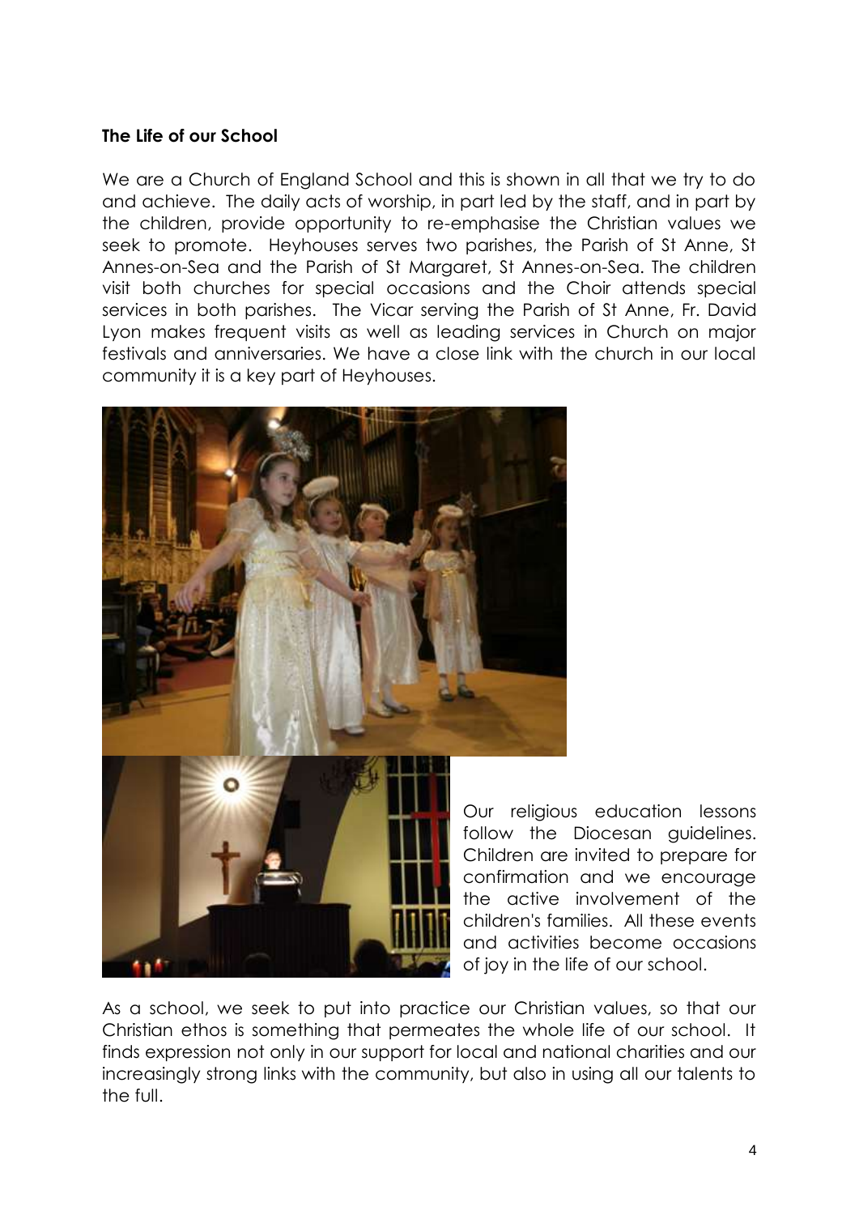**The Life of our School**

We are a Church of England School and this is shown in all that we try to do and achieve. The daily acts of worship, in part led by the staff, and in part by the children, provide opportunity to re-emphasise the Christian values we seek to promote. Heyhouses serves two parishes, the Parish of St Anne, St Annes-on-Sea and the Parish of St Margaret, St Annes-on-Sea. The children visit both churches for special occasions and the Choir attends special services in both parishes. The Vicar serving the Parish of St Anne, Fr. David Lyon makes frequent visits as well as leading services in Church on major festivals and anniversaries. We have a close link with the church in our local community it is a key part of Heyhouses.

Our religious education lessons follow the Diocesan guidelines. Children are invited to prepare for confirmation and we encourage the active involvement of the children's families. All these events and activities become occasions of joy in the life of our school.

As a school, we seek to put into practice our Christian values, so that our Christian ethos is something that permeates the whole life of our school. It finds expression not only in our support for local and national charities and our increasingly strong links with the community, but also in using all our talents to the full.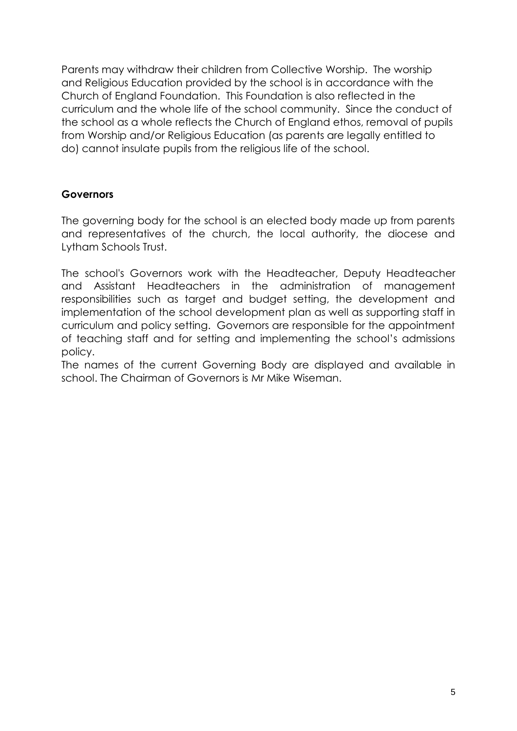Parents may withdraw their children from Collective Worship. The worship and Religious Education provided by the school is in accordance with the Church of England Foundation. This Foundation is also reflected in the curriculum and the whole life of the school community. Since the conduct of the school as a whole reflects the Church of England ethos, removal of pupils from Worship and/or Religious Education (as parents are legally entitled to do) cannot insulate pupils from the religious life of the school.

**Governors**

The governing body for the school is an elected body made up from parents and representatives of the church, the local authority, the diocese and Lytham Schools Trust.

The school's Governors work with the Headteacher, Deputy Headteacher and Assistant Headteachers in the administration of management responsibilities such as target and budget setting, the development and implementation of the school development plan as well as supporting staff in curriculum and policy setting. Governors are responsible for the appointment of teaching staff and for setting and implementing the school's admissions policy.

The names of the current Governing Body are displayed and available in school. The Chairman of Governors is Mr Mike Wiseman.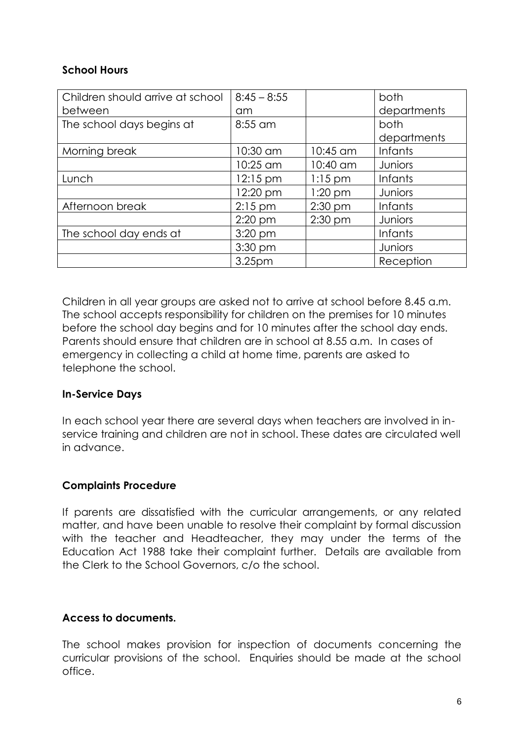**School Hours**

| Children should arrive at school between | 8:45 – 8:55 am | | both departments |
|---|---|---|---|
| The school days begins at | 8:55 am | | both departments |
| Morning break | 10:30 am | 10:45 am | Infants |
| | 10:25 am | 10:40 am | Juniors |
| Lunch | 12:15 pm | 1:15 pm | Infants |
| | 12:20 pm | 1:20 pm | Juniors |
| Afternoon break | 2:15 pm | 2:30 pm | Infants |
| | 2:20 pm | 2:30 pm | Juniors |
| The school day ends at | 3:20 pm | | Infants |
| | 3:30 pm | | Juniors |
| | 3.25pm | | Reception |

Children in all year groups are asked not to arrive at school before 8.45 a.m. The school accepts responsibility for children on the premises for 10 minutes before the school day begins and for 10 minutes after the school day ends. Parents should ensure that children are in school at 8.55 a.m. In cases of emergency in collecting a child at home time, parents are asked to telephone the school.

**In-Service Days**

In each school year there are several days when teachers are involved in in-service training and children are not in school. These dates are circulated well in advance.

**Complaints Procedure**

If parents are dissatisfied with the curricular arrangements, or any related matter, and have been unable to resolve their complaint by formal discussion with the teacher and Headteacher, they may under the terms of the Education Act 1988 take their complaint further. Details are available from the Clerk to the School Governors, c/o the school.

**Access to documents.**

The school makes provision for inspection of documents concerning the curricular provisions of the school. Enquiries should be made at the school office.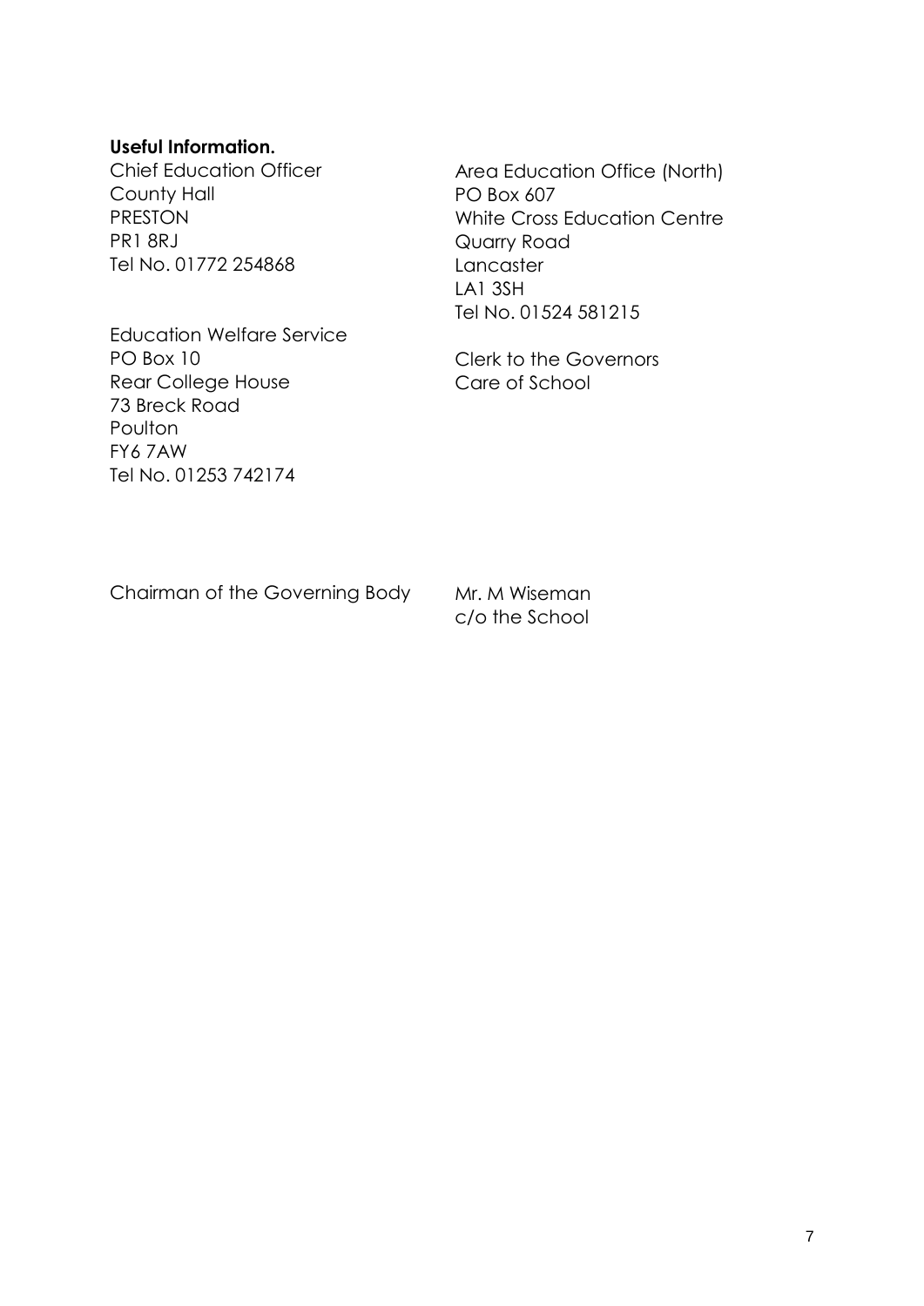**Useful Information.**

Chief Education Officer
County Hall
PRESTON
PR1 8RJ
Tel No. 01772 254868

Education Welfare Service
PO Box 10
Rear College House
73 Breck Road
Poulton
FY6 7AW
Tel No. 01253 742174

Area Education Office (North)
PO Box 607
White Cross Education Centre
Quarry Road
Lancaster
LA1 3SH
Tel No. 01524 581215

Clerk to the Governors
Care of School

Chairman of the Governing Body

Mr. M Wiseman
c/o the School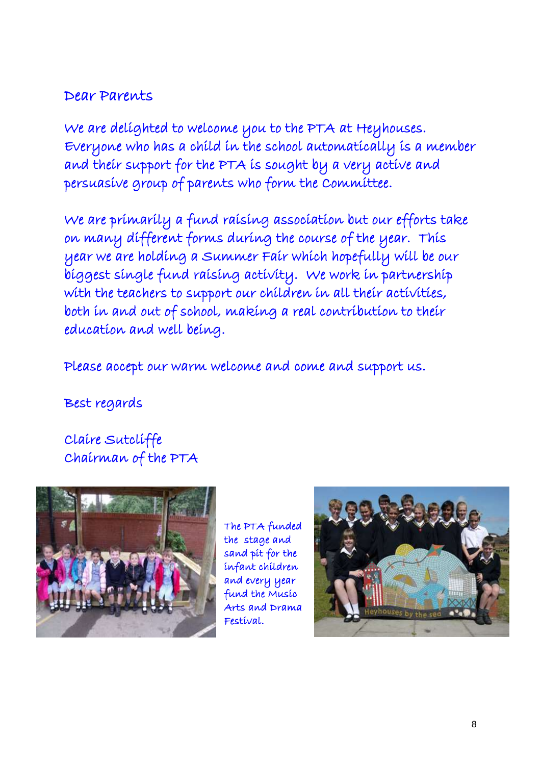Dear Parents

We are delighted to welcome you to the PTA at Heyhouses. Everyone who has a child in the school automatically is a member and their support for the PTA is sought by a very active and persuasive group of parents who form the Committee.

We are primarily a fund raising association but our efforts take on many different forms during the course of the year. This year we are holding a Summer Fair which hopefully will be our biggest single fund raising activity. We work in partnership with the teachers to support our children in all their activities, both in and out of school, making a real contribution to their education and well being.

Please accept our warm welcome and come and support us.

Best regards

Claire Sutcliffe
Chairman of the PTA

The PTA funded the stage and sand pit for the infant children and every year fund the Music Arts and Drama Festival.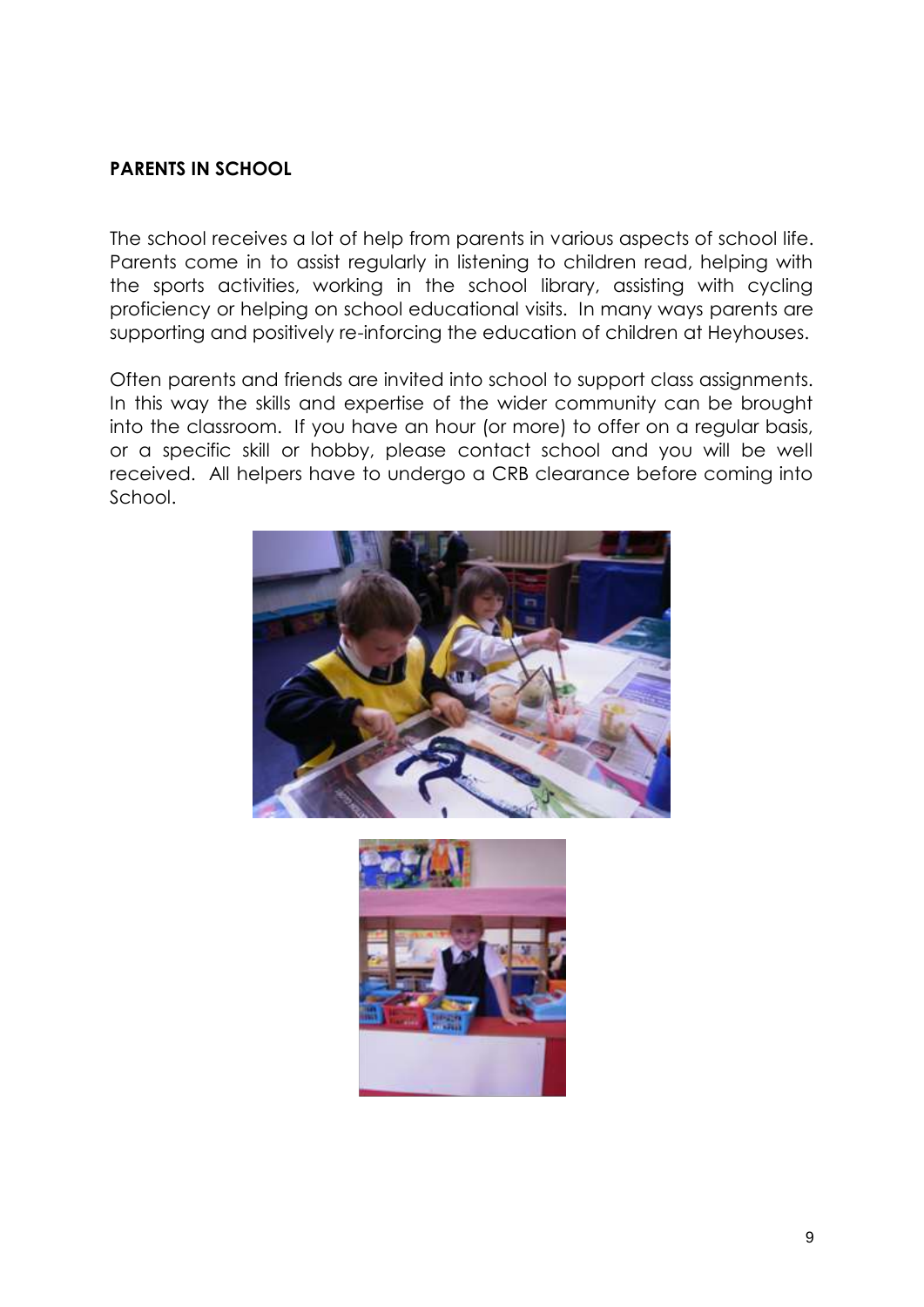**PARENTS IN SCHOOL**

The school receives a lot of help from parents in various aspects of school life. Parents come in to assist regularly in listening to children read, helping with the sports activities, working in the school library, assisting with cycling proficiency or helping on school educational visits. In many ways parents are supporting and positively re-inforcing the education of children at Heyhouses.

Often parents and friends are invited into school to support class assignments. In this way the skills and expertise of the wider community can be brought into the classroom. If you have an hour (or more) to offer on a regular basis, or a specific skill or hobby, please contact school and you will be well received. All helpers have to undergo a CRB clearance before coming into School.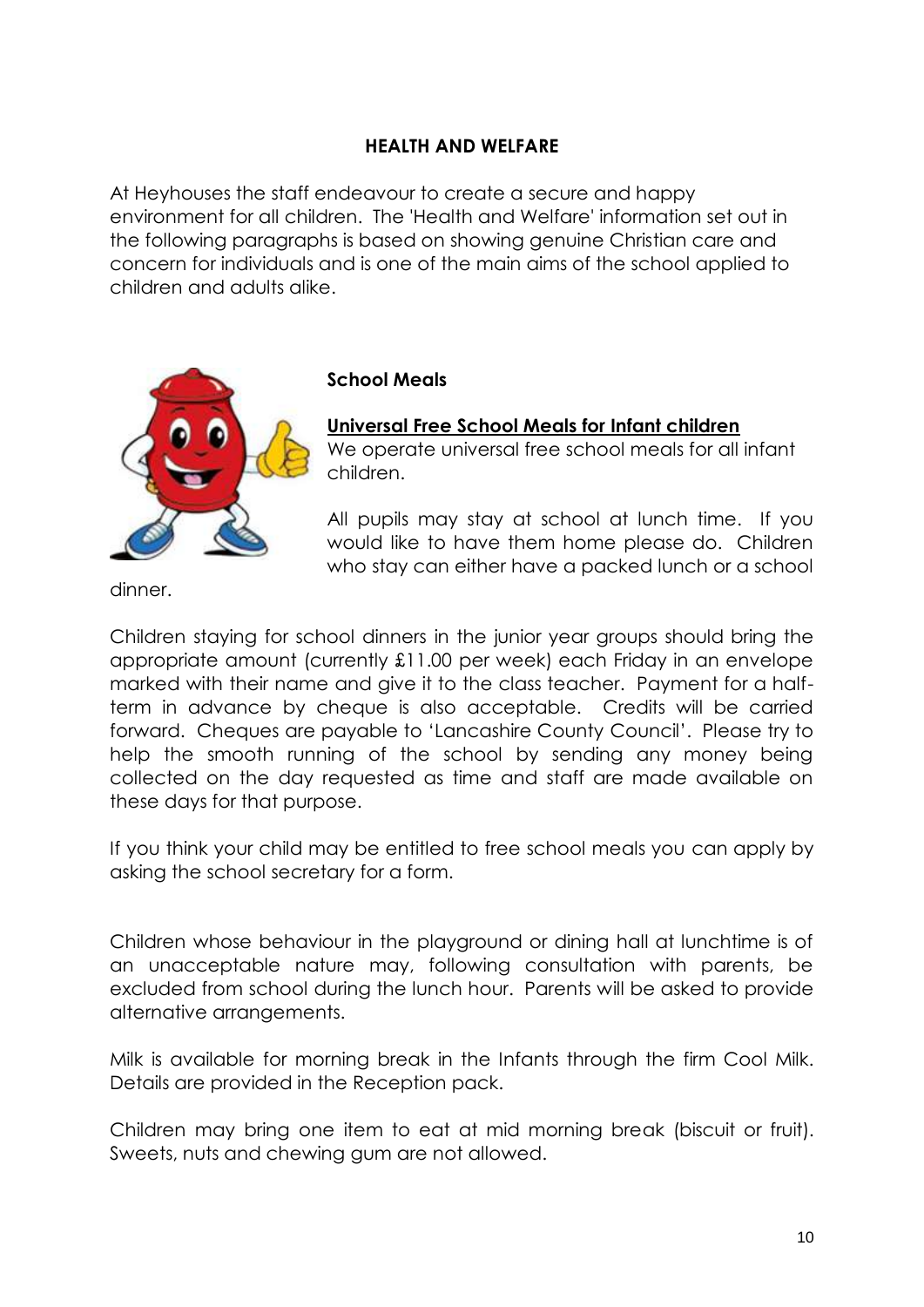## HEALTH AND WELFARE

At Heyhouses the staff endeavour to create a secure and happy environment for all children. The 'Health and Welfare' information set out in the following paragraphs is based on showing genuine Christian care and concern for individuals and is one of the main aims of the school applied to children and adults alike.

### School Meals

**Universal Free School Meals for Infant children**

We operate universal free school meals for all infant children.

All pupils may stay at school at lunch time. If you would like to have them home please do. Children who stay can either have a packed lunch or a school dinner.

Children staying for school dinners in the junior year groups should bring the appropriate amount (currently £11.00 per week) each Friday in an envelope marked with their name and give it to the class teacher. Payment for a half-term in advance by cheque is also acceptable. Credits will be carried forward. Cheques are payable to 'Lancashire County Council'. Please try to help the smooth running of the school by sending any money being collected on the day requested as time and staff are made available on these days for that purpose.

If you think your child may be entitled to free school meals you can apply by asking the school secretary for a form.

Children whose behaviour in the playground or dining hall at lunchtime is of an unacceptable nature may, following consultation with parents, be excluded from school during the lunch hour. Parents will be asked to provide alternative arrangements.

Milk is available for morning break in the Infants through the firm Cool Milk. Details are provided in the Reception pack.

Children may bring one item to eat at mid morning break (biscuit or fruit). Sweets, nuts and chewing gum are not allowed.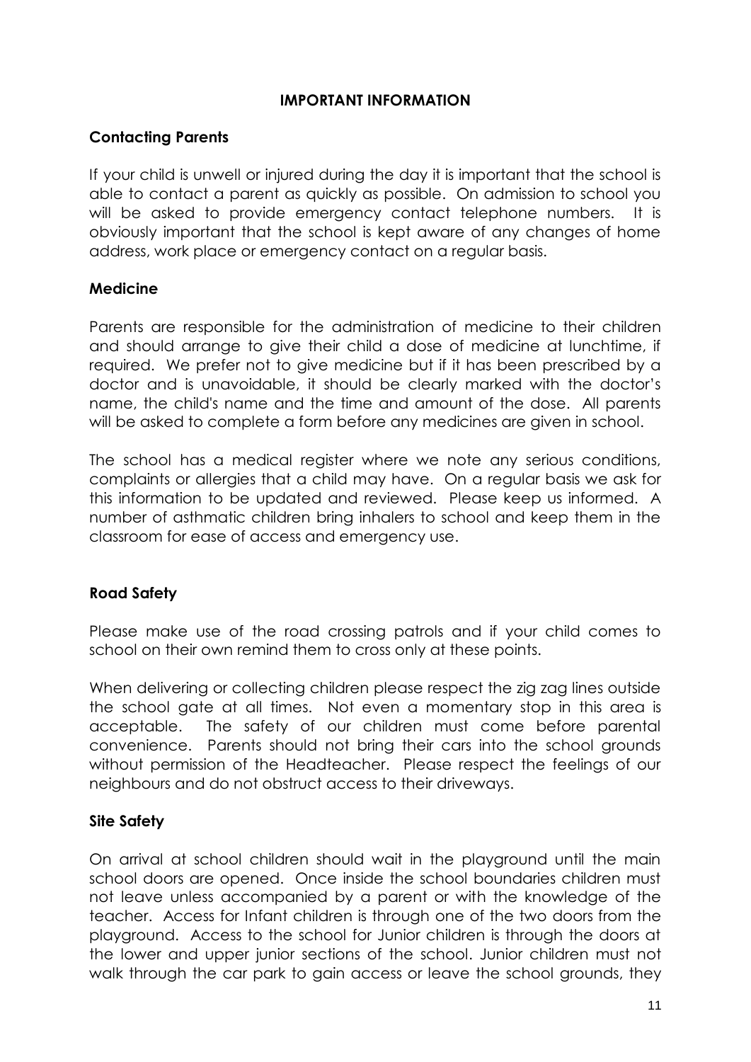## IMPORTANT INFORMATION

### Contacting Parents

If your child is unwell or injured during the day it is important that the school is able to contact a parent as quickly as possible. On admission to school you will be asked to provide emergency contact telephone numbers. It is obviously important that the school is kept aware of any changes of home address, work place or emergency contact on a regular basis.

### Medicine

Parents are responsible for the administration of medicine to their children and should arrange to give their child a dose of medicine at lunchtime, if required. We prefer not to give medicine but if it has been prescribed by a doctor and is unavoidable, it should be clearly marked with the doctor's name, the child's name and the time and amount of the dose. All parents will be asked to complete a form before any medicines are given in school.

The school has a medical register where we note any serious conditions, complaints or allergies that a child may have. On a regular basis we ask for this information to be updated and reviewed. Please keep us informed. A number of asthmatic children bring inhalers to school and keep them in the classroom for ease of access and emergency use.

### Road Safety

Please make use of the road crossing patrols and if your child comes to school on their own remind them to cross only at these points.

When delivering or collecting children please respect the zig zag lines outside the school gate at all times. Not even a momentary stop in this area is acceptable. The safety of our children must come before parental convenience. Parents should not bring their cars into the school grounds without permission of the Headteacher. Please respect the feelings of our neighbours and do not obstruct access to their driveways.

### Site Safety

On arrival at school children should wait in the playground until the main school doors are opened. Once inside the school boundaries children must not leave unless accompanied by a parent or with the knowledge of the teacher. Access for Infant children is through one of the two doors from the playground. Access to the school for Junior children is through the doors at the lower and upper junior sections of the school. Junior children must not walk through the car park to gain access or leave the school grounds, they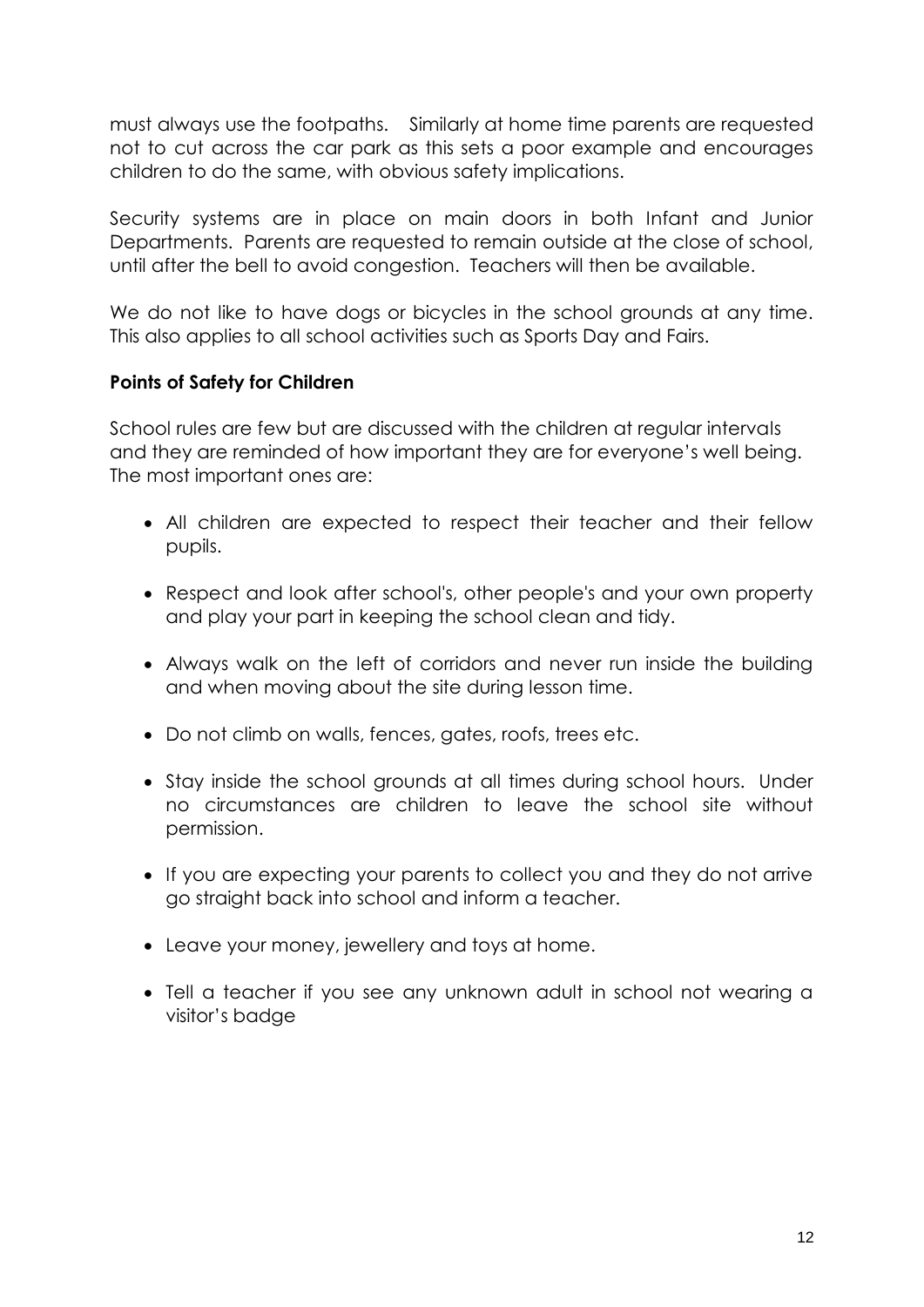must always use the footpaths. Similarly at home time parents are requested not to cut across the car park as this sets a poor example and encourages children to do the same, with obvious safety implications.

Security systems are in place on main doors in both Infant and Junior Departments. Parents are requested to remain outside at the close of school, until after the bell to avoid congestion. Teachers will then be available.

We do not like to have dogs or bicycles in the school grounds at any time. This also applies to all school activities such as Sports Day and Fairs.

**Points of Safety for Children**

School rules are few but are discussed with the children at regular intervals and they are reminded of how important they are for everyone's well being. The most important ones are:

- All children are expected to respect their teacher and their fellow pupils.
- Respect and look after school's, other people's and your own property and play your part in keeping the school clean and tidy.
- Always walk on the left of corridors and never run inside the building and when moving about the site during lesson time.
- Do not climb on walls, fences, gates, roofs, trees etc.
- Stay inside the school grounds at all times during school hours. Under no circumstances are children to leave the school site without permission.
- If you are expecting your parents to collect you and they do not arrive go straight back into school and inform a teacher.
- Leave your money, jewellery and toys at home.
- Tell a teacher if you see any unknown adult in school not wearing a visitor's badge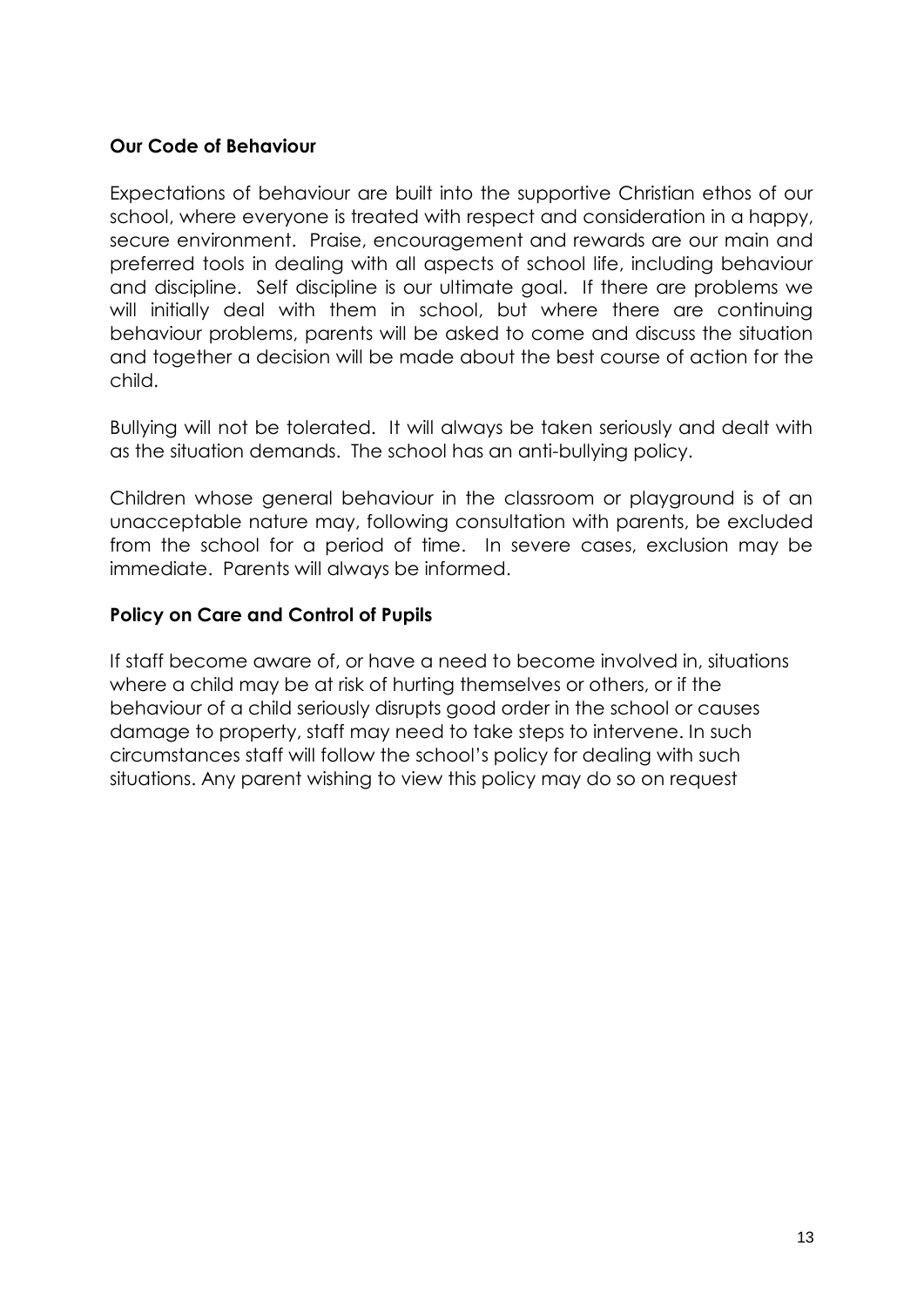## Our Code of Behaviour

Expectations of behaviour are built into the supportive Christian ethos of our school, where everyone is treated with respect and consideration in a happy, secure environment. Praise, encouragement and rewards are our main and preferred tools in dealing with all aspects of school life, including behaviour and discipline. Self discipline is our ultimate goal. If there are problems we will initially deal with them in school, but where there are continuing behaviour problems, parents will be asked to come and discuss the situation and together a decision will be made about the best course of action for the child.

Bullying will not be tolerated. It will always be taken seriously and dealt with as the situation demands. The school has an anti-bullying policy.

Children whose general behaviour in the classroom or playground is of an unacceptable nature may, following consultation with parents, be excluded from the school for a period of time. In severe cases, exclusion may be immediate. Parents will always be informed.

## Policy on Care and Control of Pupils

If staff become aware of, or have a need to become involved in, situations where a child may be at risk of hurting themselves or others, or if the behaviour of a child seriously disrupts good order in the school or causes damage to property, staff may need to take steps to intervene. In such circumstances staff will follow the school's policy for dealing with such situations. Any parent wishing to view this policy may do so on request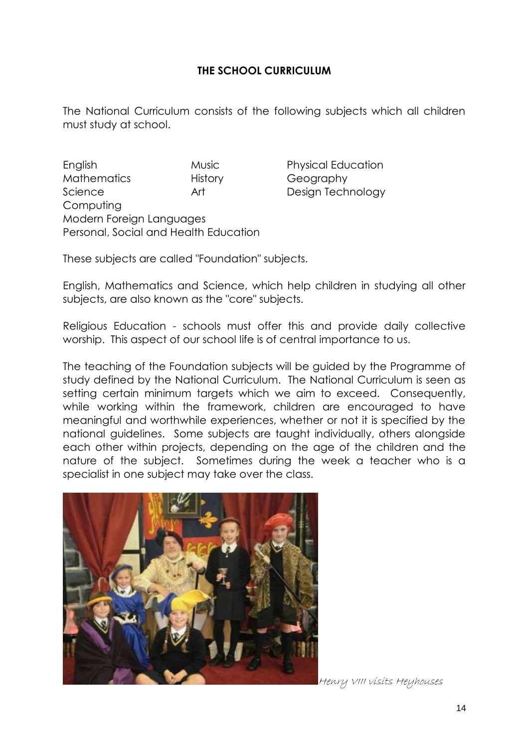## THE SCHOOL CURRICULUM

The National Curriculum consists of the following subjects which all children must study at school.

- English
- Mathematics
- Science
- Music
- History
- Art
- Physical Education
- Geography
- Design Technology
- Computing
- Modern Foreign Languages
- Personal, Social and Health Education

These subjects are called "Foundation" subjects.

English, Mathematics and Science, which help children in studying all other subjects, are also known as the "core" subjects.

Religious Education - schools must offer this and provide daily collective worship. This aspect of our school life is of central importance to us.

The teaching of the Foundation subjects will be guided by the Programme of study defined by the National Curriculum. The National Curriculum is seen as setting certain minimum targets which we aim to exceed. Consequently, while working within the framework, children are encouraged to have meaningful and worthwhile experiences, whether or not it is specified by the national guidelines. Some subjects are taught individually, others alongside each other within projects, depending on the age of the children and the nature of the subject. Sometimes during the week a teacher who is a specialist in one subject may take over the class.

*Henry VIII visits Heyhouses*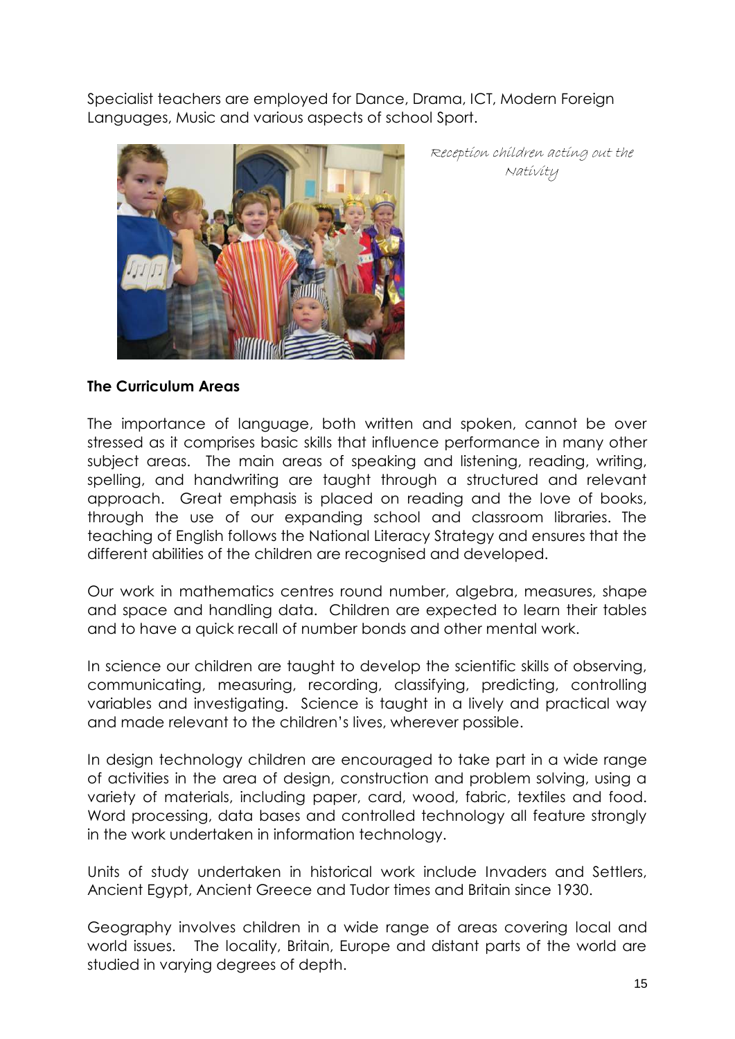Specialist teachers are employed for Dance, Drama, ICT, Modern Foreign Languages, Music and various aspects of school Sport.

*Reception children acting out the Nativity*

**The Curriculum Areas**

The importance of language, both written and spoken, cannot be over stressed as it comprises basic skills that influence performance in many other subject areas. The main areas of speaking and listening, reading, writing, spelling, and handwriting are taught through a structured and relevant approach. Great emphasis is placed on reading and the love of books, through the use of our expanding school and classroom libraries. The teaching of English follows the National Literacy Strategy and ensures that the different abilities of the children are recognised and developed.

Our work in mathematics centres round number, algebra, measures, shape and space and handling data. Children are expected to learn their tables and to have a quick recall of number bonds and other mental work.

In science our children are taught to develop the scientific skills of observing, communicating, measuring, recording, classifying, predicting, controlling variables and investigating. Science is taught in a lively and practical way and made relevant to the children's lives, wherever possible.

In design technology children are encouraged to take part in a wide range of activities in the area of design, construction and problem solving, using a variety of materials, including paper, card, wood, fabric, textiles and food. Word processing, data bases and controlled technology all feature strongly in the work undertaken in information technology.

Units of study undertaken in historical work include Invaders and Settlers, Ancient Egypt, Ancient Greece and Tudor times and Britain since 1930.

Geography involves children in a wide range of areas covering local and world issues. The locality, Britain, Europe and distant parts of the world are studied in varying degrees of depth.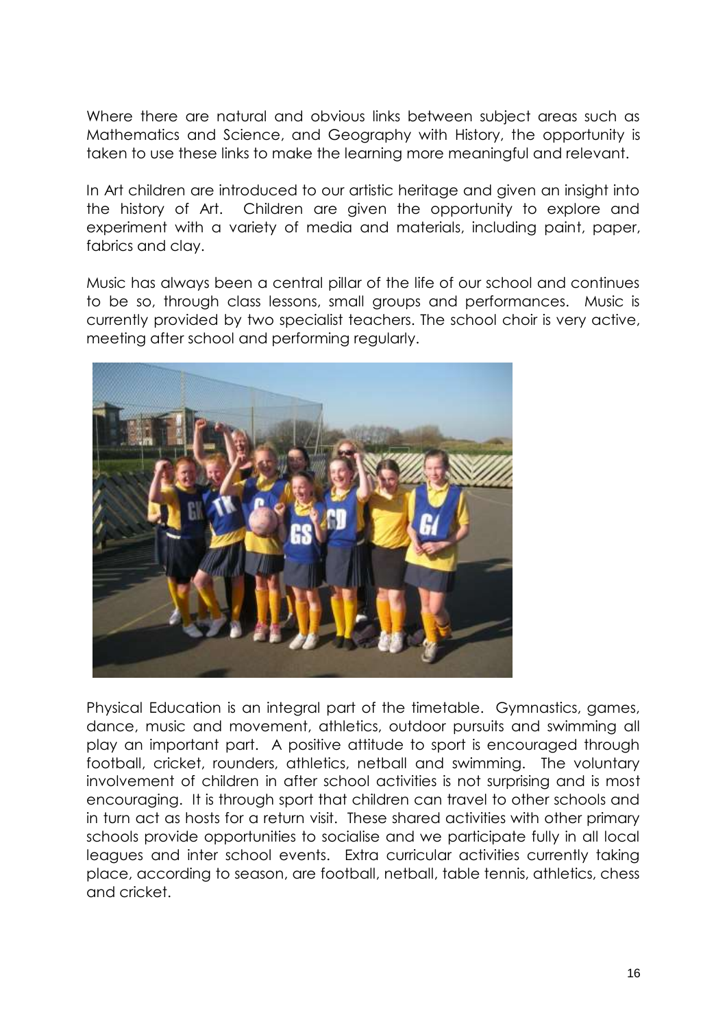Where there are natural and obvious links between subject areas such as Mathematics and Science, and Geography with History, the opportunity is taken to use these links to make the learning more meaningful and relevant.

In Art children are introduced to our artistic heritage and given an insight into the history of Art. Children are given the opportunity to explore and experiment with a variety of media and materials, including paint, paper, fabrics and clay.

Music has always been a central pillar of the life of our school and continues to be so, through class lessons, small groups and performances. Music is currently provided by two specialist teachers. The school choir is very active, meeting after school and performing regularly.

Physical Education is an integral part of the timetable. Gymnastics, games, dance, music and movement, athletics, outdoor pursuits and swimming all play an important part. A positive attitude to sport is encouraged through football, cricket, rounders, athletics, netball and swimming. The voluntary involvement of children in after school activities is not surprising and is most encouraging. It is through sport that children can travel to other schools and in turn act as hosts for a return visit. These shared activities with other primary schools provide opportunities to socialise and we participate fully in all local leagues and inter school events. Extra curricular activities currently taking place, according to season, are football, netball, table tennis, athletics, chess and cricket.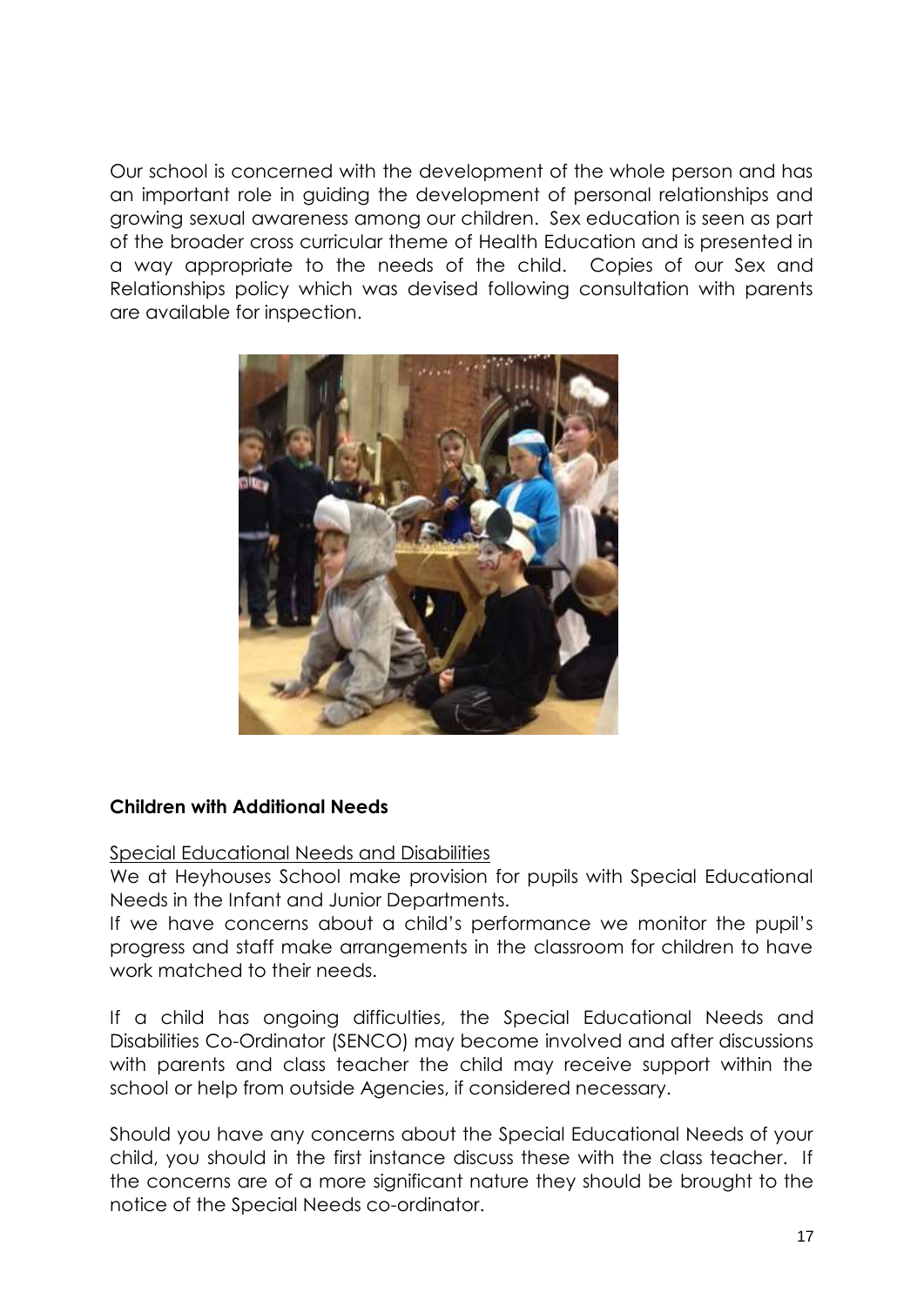Our school is concerned with the development of the whole person and has an important role in guiding the development of personal relationships and growing sexual awareness among our children. Sex education is seen as part of the broader cross curricular theme of Health Education and is presented in a way appropriate to the needs of the child. Copies of our Sex and Relationships policy which was devised following consultation with parents are available for inspection.

**Children with Additional Needs**

Special Educational Needs and Disabilities

We at Heyhouses School make provision for pupils with Special Educational Needs in the Infant and Junior Departments.

If we have concerns about a child's performance we monitor the pupil's progress and staff make arrangements in the classroom for children to have work matched to their needs.

If a child has ongoing difficulties, the Special Educational Needs and Disabilities Co-Ordinator (SENCO) may become involved and after discussions with parents and class teacher the child may receive support within the school or help from outside Agencies, if considered necessary.

Should you have any concerns about the Special Educational Needs of your child, you should in the first instance discuss these with the class teacher. If the concerns are of a more significant nature they should be brought to the notice of the Special Needs co-ordinator.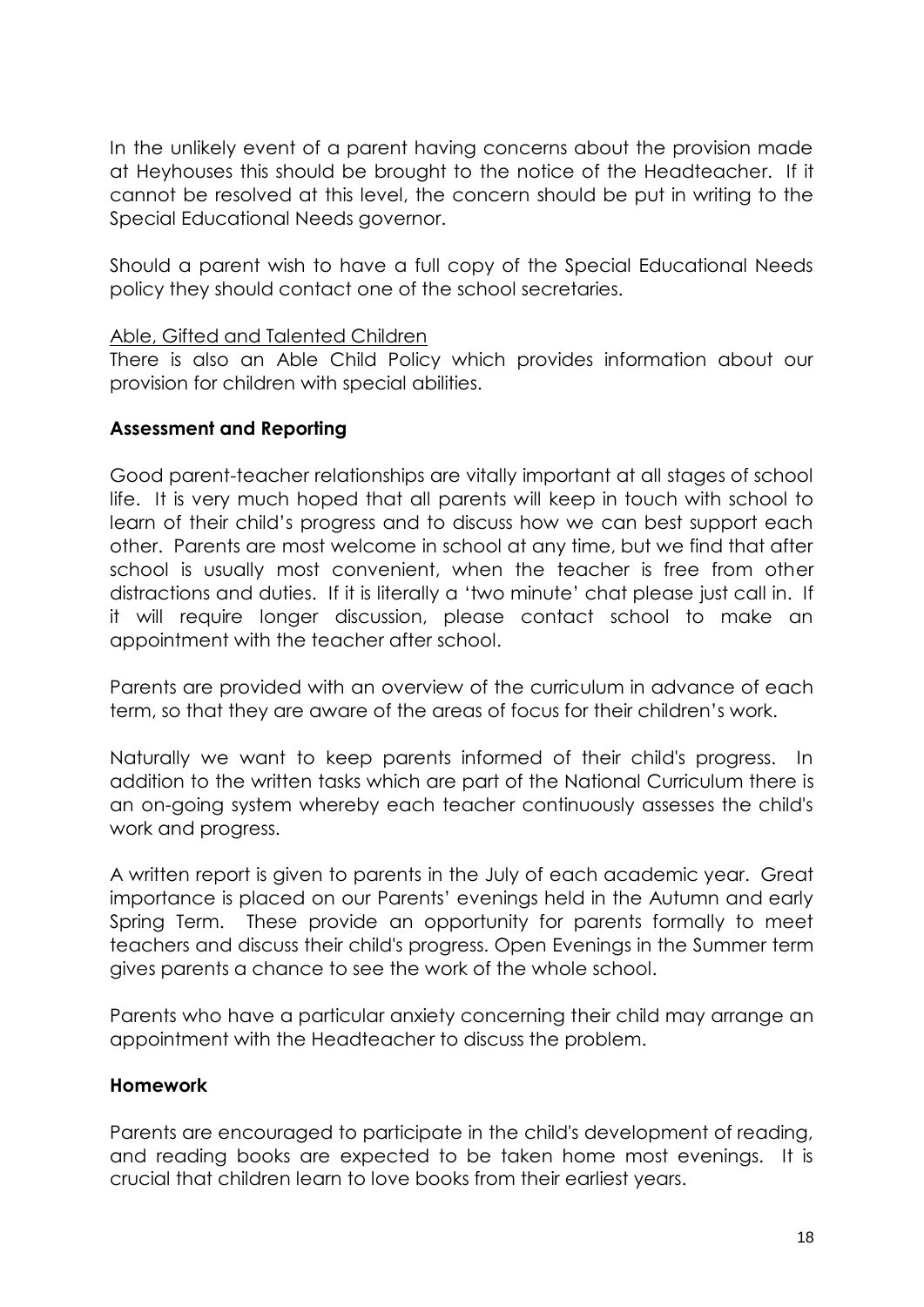In the unlikely event of a parent having concerns about the provision made at Heyhouses this should be brought to the notice of the Headteacher. If it cannot be resolved at this level, the concern should be put in writing to the Special Educational Needs governor.

Should a parent wish to have a full copy of the Special Educational Needs policy they should contact one of the school secretaries.

Able, Gifted and Talented Children

There is also an Able Child Policy which provides information about our provision for children with special abilities.

**Assessment and Reporting**

Good parent-teacher relationships are vitally important at all stages of school life. It is very much hoped that all parents will keep in touch with school to learn of their child's progress and to discuss how we can best support each other. Parents are most welcome in school at any time, but we find that after school is usually most convenient, when the teacher is free from other distractions and duties. If it is literally a 'two minute' chat please just call in. If it will require longer discussion, please contact school to make an appointment with the teacher after school.

Parents are provided with an overview of the curriculum in advance of each term, so that they are aware of the areas of focus for their children's work.

Naturally we want to keep parents informed of their child's progress. In addition to the written tasks which are part of the National Curriculum there is an on-going system whereby each teacher continuously assesses the child's work and progress.

A written report is given to parents in the July of each academic year. Great importance is placed on our Parents' evenings held in the Autumn and early Spring Term. These provide an opportunity for parents formally to meet teachers and discuss their child's progress. Open Evenings in the Summer term gives parents a chance to see the work of the whole school.

Parents who have a particular anxiety concerning their child may arrange an appointment with the Headteacher to discuss the problem.

**Homework**

Parents are encouraged to participate in the child's development of reading, and reading books are expected to be taken home most evenings. It is crucial that children learn to love books from their earliest years.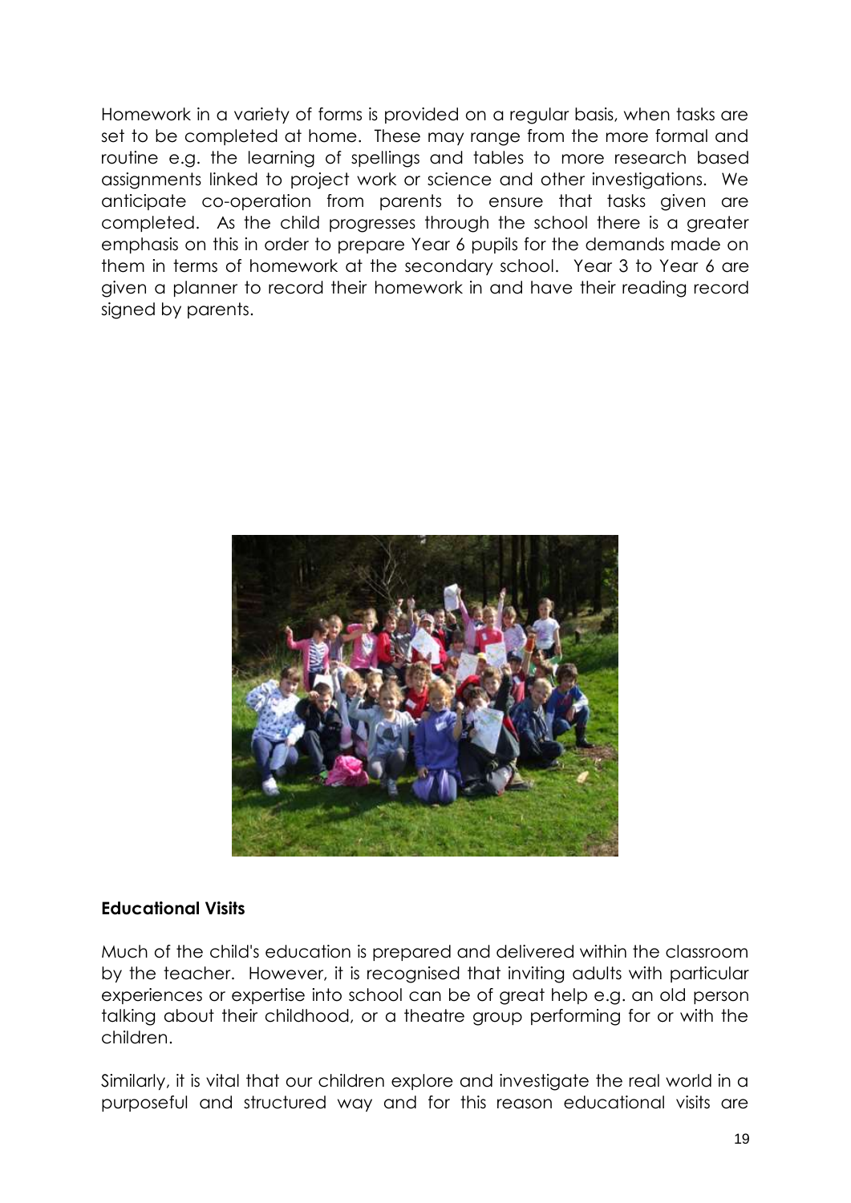Homework in a variety of forms is provided on a regular basis, when tasks are set to be completed at home. These may range from the more formal and routine e.g. the learning of spellings and tables to more research based assignments linked to project work or science and other investigations. We anticipate co-operation from parents to ensure that tasks given are completed. As the child progresses through the school there is a greater emphasis on this in order to prepare Year 6 pupils for the demands made on them in terms of homework at the secondary school. Year 3 to Year 6 are given a planner to record their homework in and have their reading record signed by parents.

**Educational Visits**

Much of the child's education is prepared and delivered within the classroom by the teacher. However, it is recognised that inviting adults with particular experiences or expertise into school can be of great help e.g. an old person talking about their childhood, or a theatre group performing for or with the children.

Similarly, it is vital that our children explore and investigate the real world in a purposeful and structured way and for this reason educational visits are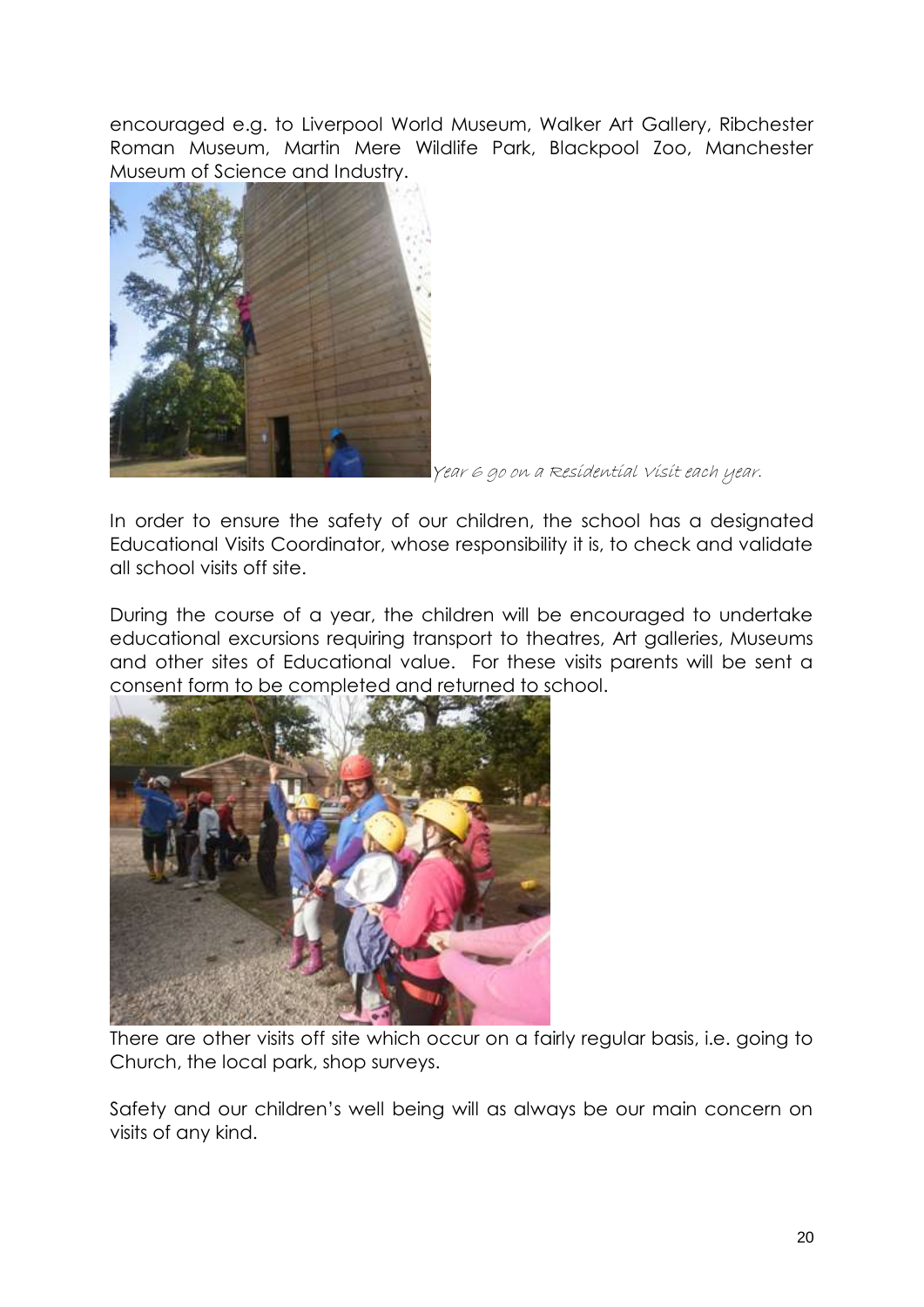encouraged e.g. to Liverpool World Museum, Walker Art Gallery, Ribchester Roman Museum, Martin Mere Wildlife Park, Blackpool Zoo, Manchester Museum of Science and Industry.

*Year 6 go on a Residential Visit each year.*

In order to ensure the safety of our children, the school has a designated Educational Visits Coordinator, whose responsibility it is, to check and validate all school visits off site.

During the course of a year, the children will be encouraged to undertake educational excursions requiring transport to theatres, Art galleries, Museums and other sites of Educational value. For these visits parents will be sent a consent form to be completed and returned to school.

There are other visits off site which occur on a fairly regular basis, i.e. going to Church, the local park, shop surveys.

Safety and our children's well being will as always be our main concern on visits of any kind.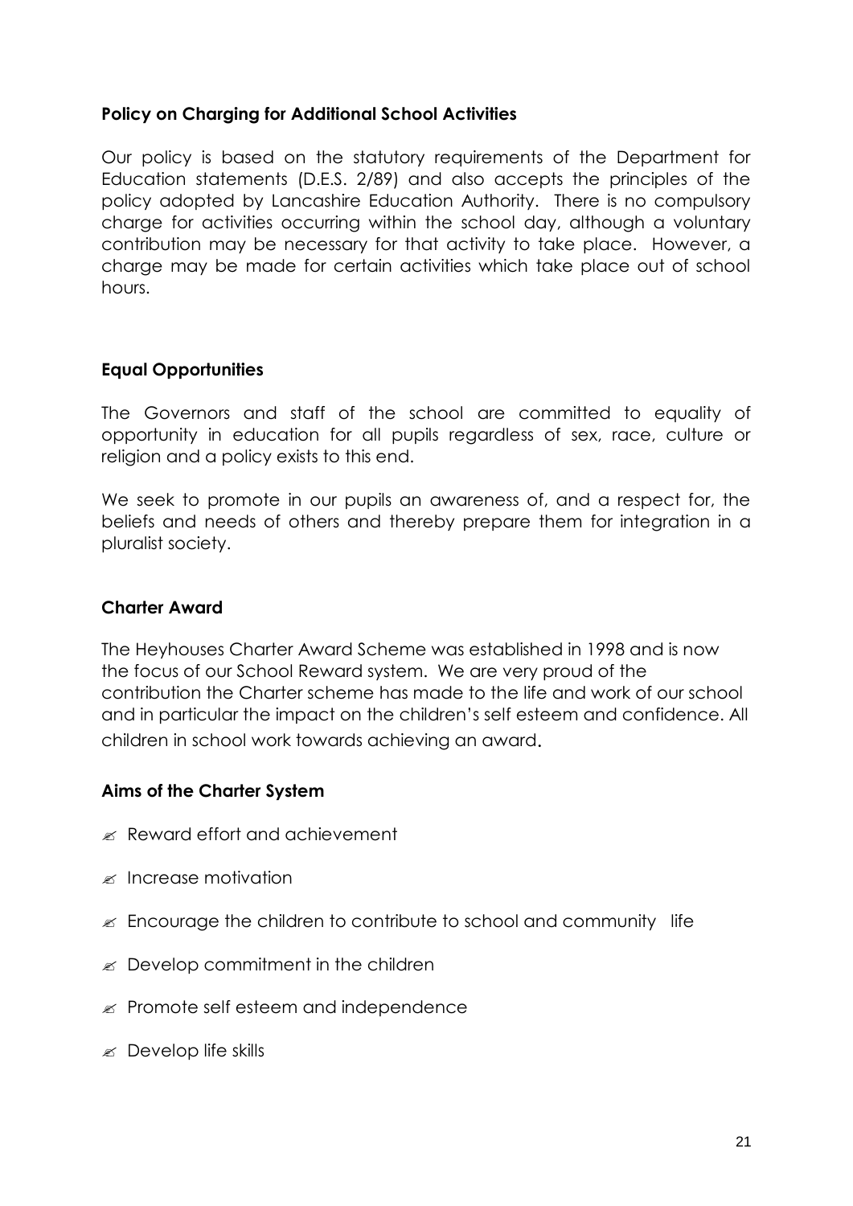### Policy on Charging for Additional School Activities

Our policy is based on the statutory requirements of the Department for Education statements (D.E.S. 2/89) and also accepts the principles of the policy adopted by Lancashire Education Authority. There is no compulsory charge for activities occurring within the school day, although a voluntary contribution may be necessary for that activity to take place. However, a charge may be made for certain activities which take place out of school hours.

### Equal Opportunities

The Governors and staff of the school are committed to equality of opportunity in education for all pupils regardless of sex, race, culture or religion and a policy exists to this end.

We seek to promote in our pupils an awareness of, and a respect for, the beliefs and needs of others and thereby prepare them for integration in a pluralist society.

### Charter Award

The Heyhouses Charter Award Scheme was established in 1998 and is now the focus of our School Reward system. We are very proud of the contribution the Charter scheme has made to the life and work of our school and in particular the impact on the children's self esteem and confidence. All children in school work towards achieving an award.

### Aims of the Charter System

- Reward effort and achievement
- Increase motivation
- Encourage the children to contribute to school and community life
- Develop commitment in the children
- Promote self esteem and independence
- Develop life skills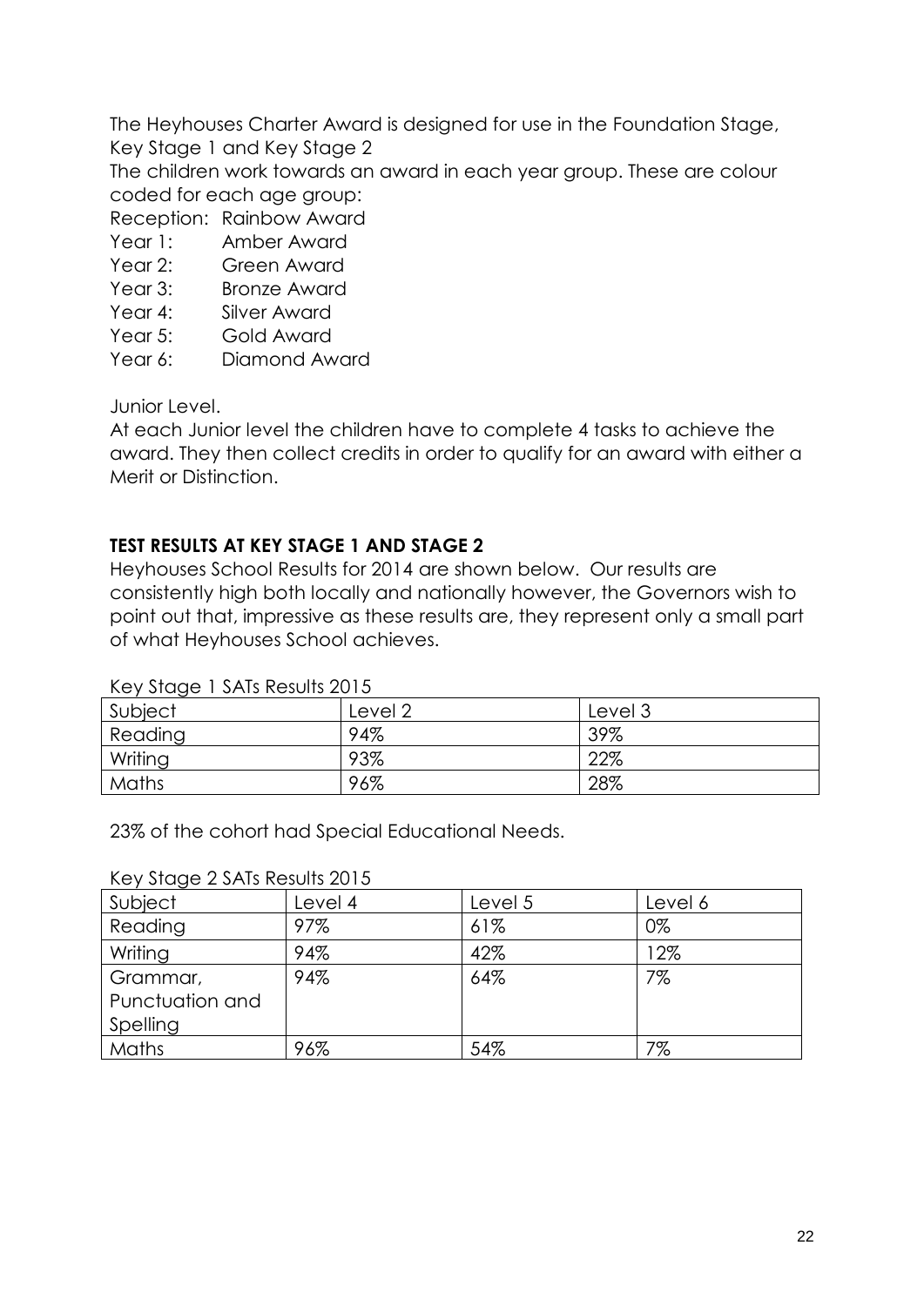The Heyhouses Charter Award is designed for use in the Foundation Stage, Key Stage 1 and Key Stage 2

The children work towards an award in each year group. These are colour coded for each age group:

Reception: Rainbow Award
Year 1: Amber Award
Year 2: Green Award
Year 3: Bronze Award
Year 4: Silver Award
Year 5: Gold Award
Year 6: Diamond Award

Junior Level.

At each Junior level the children have to complete 4 tasks to achieve the award. They then collect credits in order to qualify for an award with either a Merit or Distinction.

**TEST RESULTS AT KEY STAGE 1 AND STAGE 2**

Heyhouses School Results for 2014 are shown below. Our results are consistently high both locally and nationally however, the Governors wish to point out that, impressive as these results are, they represent only a small part of what Heyhouses School achieves.

Key Stage 1 SATs Results 2015

| Subject | Level 2 | Level 3 |
|---|---|---|
| Reading | 94% | 39% |
| Writing | 93% | 22% |
| Maths | 96% | 28% |

23% of the cohort had Special Educational Needs.

Key Stage 2 SATs Results 2015

| Subject | Level 4 | Level 5 | Level 6 |
|---|---|---|---|
| Reading | 97% | 61% | 0% |
| Writing | 94% | 42% | 12% |
| Grammar, Punctuation and Spelling | 94% | 64% | 7% |
| Maths | 96% | 54% | 7% |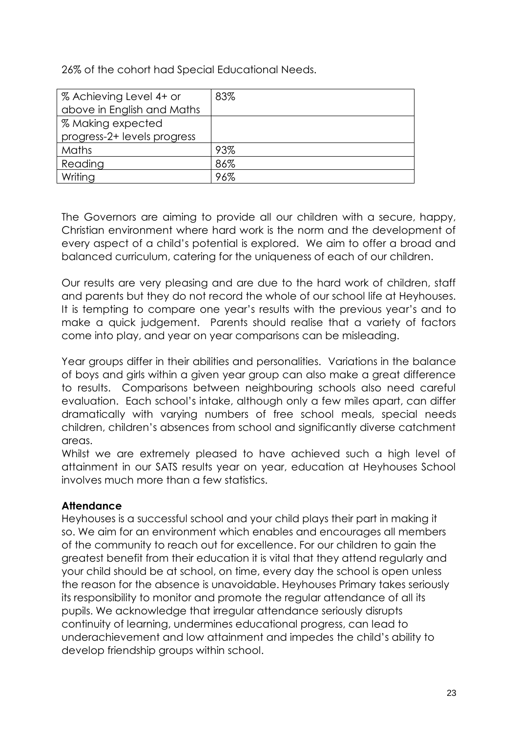26% of the cohort had Special Educational Needs.

| % Achieving Level 4+ or above in English and Maths | 83% |
|---|---|
| % Making expected progress-2+ levels progress | |
| Maths | 93% |
| Reading | 86% |
| Writing | 96% |

The Governors are aiming to provide all our children with a secure, happy, Christian environment where hard work is the norm and the development of every aspect of a child's potential is explored. We aim to offer a broad and balanced curriculum, catering for the uniqueness of each of our children.

Our results are very pleasing and are due to the hard work of children, staff and parents but they do not record the whole of our school life at Heyhouses. It is tempting to compare one year's results with the previous year's and to make a quick judgement. Parents should realise that a variety of factors come into play, and year on year comparisons can be misleading.

Year groups differ in their abilities and personalities. Variations in the balance of boys and girls within a given year group can also make a great difference to results. Comparisons between neighbouring schools also need careful evaluation. Each school's intake, although only a few miles apart, can differ dramatically with varying numbers of free school meals, special needs children, children's absences from school and significantly diverse catchment areas.

Whilst we are extremely pleased to have achieved such a high level of attainment in our SATS results year on year, education at Heyhouses School involves much more than a few statistics.

**Attendance**

Heyhouses is a successful school and your child plays their part in making it so. We aim for an environment which enables and encourages all members of the community to reach out for excellence. For our children to gain the greatest benefit from their education it is vital that they attend regularly and your child should be at school, on time, every day the school is open unless the reason for the absence is unavoidable. Heyhouses Primary takes seriously its responsibility to monitor and promote the regular attendance of all its pupils. We acknowledge that irregular attendance seriously disrupts continuity of learning, undermines educational progress, can lead to underachievement and low attainment and impedes the child's ability to develop friendship groups within school.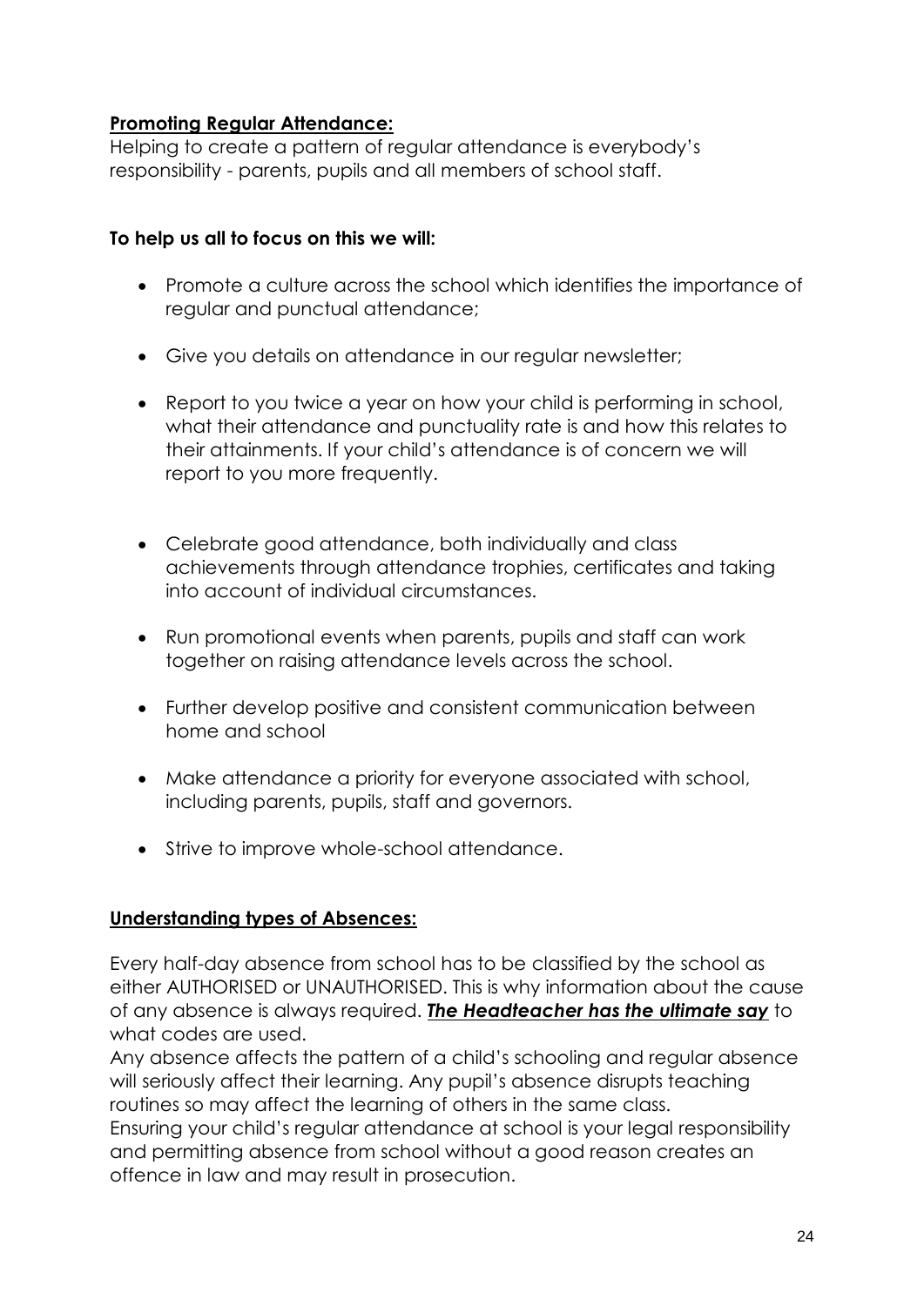## Promoting Regular Attendance:

Helping to create a pattern of regular attendance is everybody's responsibility - parents, pupils and all members of school staff.

**To help us all to focus on this we will:**

- Promote a culture across the school which identifies the importance of regular and punctual attendance;
- Give you details on attendance in our regular newsletter;
- Report to you twice a year on how your child is performing in school, what their attendance and punctuality rate is and how this relates to their attainments. If your child's attendance is of concern we will report to you more frequently.
- Celebrate good attendance, both individually and class achievements through attendance trophies, certificates and taking into account of individual circumstances.
- Run promotional events when parents, pupils and staff can work together on raising attendance levels across the school.
- Further develop positive and consistent communication between home and school
- Make attendance a priority for everyone associated with school, including parents, pupils, staff and governors.
- Strive to improve whole-school attendance.

## Understanding types of Absences:

Every half-day absence from school has to be classified by the school as either AUTHORISED or UNAUTHORISED. This is why information about the cause of any absence is always required. ***The Headteacher has the ultimate say*** to what codes are used.

Any absence affects the pattern of a child's schooling and regular absence will seriously affect their learning. Any pupil's absence disrupts teaching routines so may affect the learning of others in the same class.

Ensuring your child's regular attendance at school is your legal responsibility and permitting absence from school without a good reason creates an offence in law and may result in prosecution.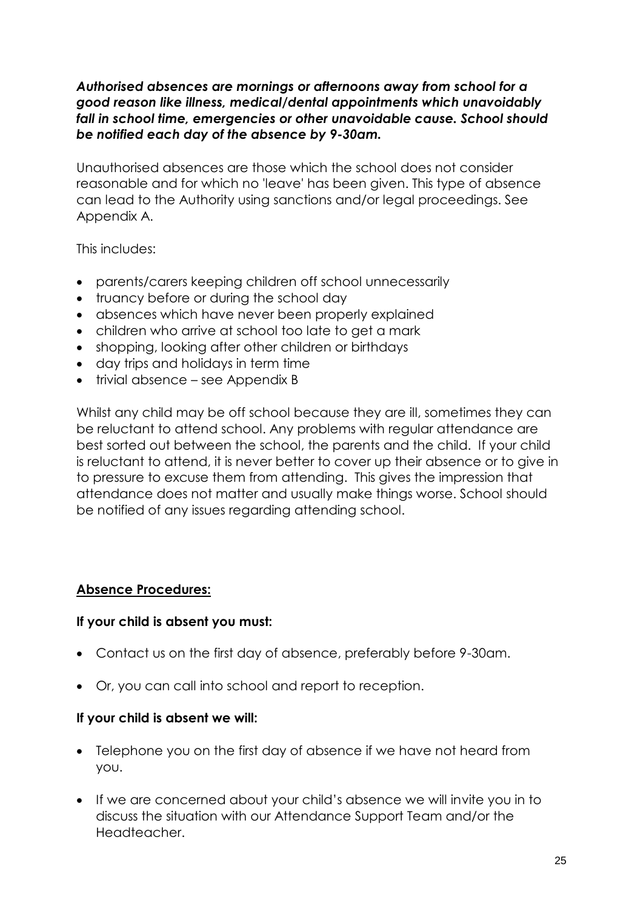***Authorised absences are mornings or afternoons away from school for a good reason like illness, medical/dental appointments which unavoidably fall in school time, emergencies or other unavoidable cause. School should be notified each day of the absence by 9-30am.***

Unauthorised absences are those which the school does not consider reasonable and for which no 'leave' has been given. This type of absence can lead to the Authority using sanctions and/or legal proceedings. See Appendix A.

This includes:

- parents/carers keeping children off school unnecessarily
- truancy before or during the school day
- absences which have never been properly explained
- children who arrive at school too late to get a mark
- shopping, looking after other children or birthdays
- day trips and holidays in term time
- trivial absence – see Appendix B

Whilst any child may be off school because they are ill, sometimes they can be reluctant to attend school. Any problems with regular attendance are best sorted out between the school, the parents and the child. If your child is reluctant to attend, it is never better to cover up their absence or to give in to pressure to excuse them from attending. This gives the impression that attendance does not matter and usually make things worse. School should be notified of any issues regarding attending school.

## Absence Procedures:

**If your child is absent you must:**

- Contact us on the first day of absence, preferably before 9-30am.
- Or, you can call into school and report to reception.

**If your child is absent we will:**

- Telephone you on the first day of absence if we have not heard from you.
- If we are concerned about your child's absence we will invite you in to discuss the situation with our Attendance Support Team and/or the Headteacher.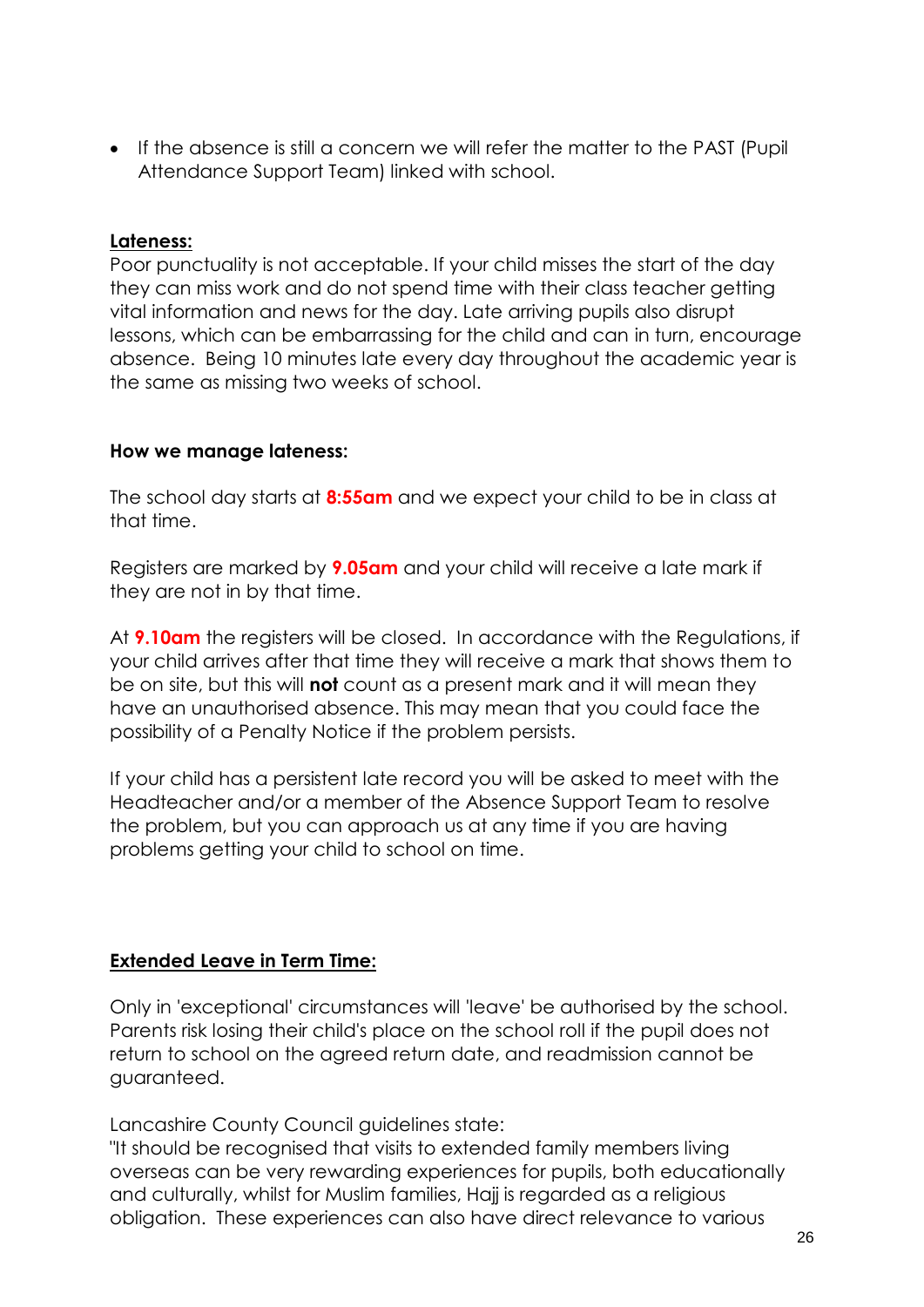- If the absence is still a concern we will refer the matter to the PAST (Pupil Attendance Support Team) linked with school.

**Lateness:**

Poor punctuality is not acceptable. If your child misses the start of the day they can miss work and do not spend time with their class teacher getting vital information and news for the day. Late arriving pupils also disrupt lessons, which can be embarrassing for the child and can in turn, encourage absence. Being 10 minutes late every day throughout the academic year is the same as missing two weeks of school.

**How we manage lateness:**

The school day starts at **8:55am** and we expect your child to be in class at that time.

Registers are marked by **9.05am** and your child will receive a late mark if they are not in by that time.

At **9.10am** the registers will be closed. In accordance with the Regulations, if your child arrives after that time they will receive a mark that shows them to be on site, but this will **not** count as a present mark and it will mean they have an unauthorised absence. This may mean that you could face the possibility of a Penalty Notice if the problem persists.

If your child has a persistent late record you will be asked to meet with the Headteacher and/or a member of the Absence Support Team to resolve the problem, but you can approach us at any time if you are having problems getting your child to school on time.

**Extended Leave in Term Time:**

Only in 'exceptional' circumstances will 'leave' be authorised by the school. Parents risk losing their child's place on the school roll if the pupil does not return to school on the agreed return date, and readmission cannot be guaranteed.

Lancashire County Council guidelines state:
"It should be recognised that visits to extended family members living overseas can be very rewarding experiences for pupils, both educationally and culturally, whilst for Muslim families, Hajj is regarded as a religious obligation. These experiences can also have direct relevance to various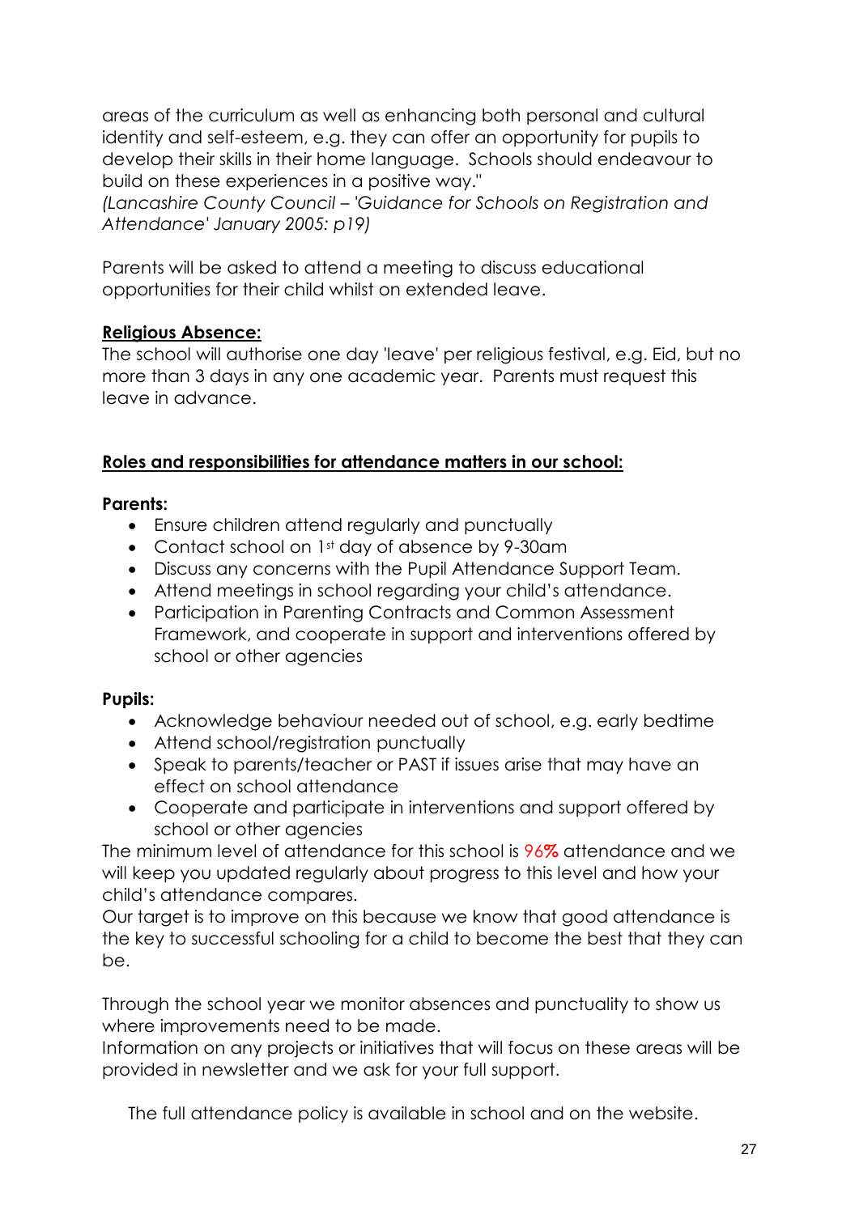areas of the curriculum as well as enhancing both personal and cultural identity and self-esteem, e.g. they can offer an opportunity for pupils to develop their skills in their home language. Schools should endeavour to build on these experiences in a positive way."
*(Lancashire County Council – 'Guidance for Schools on Registration and Attendance' January 2005: p19)*

Parents will be asked to attend a meeting to discuss educational opportunities for their child whilst on extended leave.

**Religious Absence:**
The school will authorise one day 'leave' per religious festival, e.g. Eid, but no more than 3 days in any one academic year. Parents must request this leave in advance.

**Roles and responsibilities for attendance matters in our school:**

**Parents:**

- Ensure children attend regularly and punctually
- Contact school on 1st day of absence by 9-30am
- Discuss any concerns with the Pupil Attendance Support Team.
- Attend meetings in school regarding your child's attendance.
- Participation in Parenting Contracts and Common Assessment Framework, and cooperate in support and interventions offered by school or other agencies

**Pupils:**

- Acknowledge behaviour needed out of school, e.g. early bedtime
- Attend school/registration punctually
- Speak to parents/teacher or PAST if issues arise that may have an effect on school attendance
- Cooperate and participate in interventions and support offered by school or other agencies

The minimum level of attendance for this school is 96% attendance and we will keep you updated regularly about progress to this level and how your child's attendance compares.
Our target is to improve on this because we know that good attendance is the key to successful schooling for a child to become the best that they can be.

Through the school year we monitor absences and punctuality to show us where improvements need to be made.
Information on any projects or initiatives that will focus on these areas will be provided in newsletter and we ask for your full support.

The full attendance policy is available in school and on the website.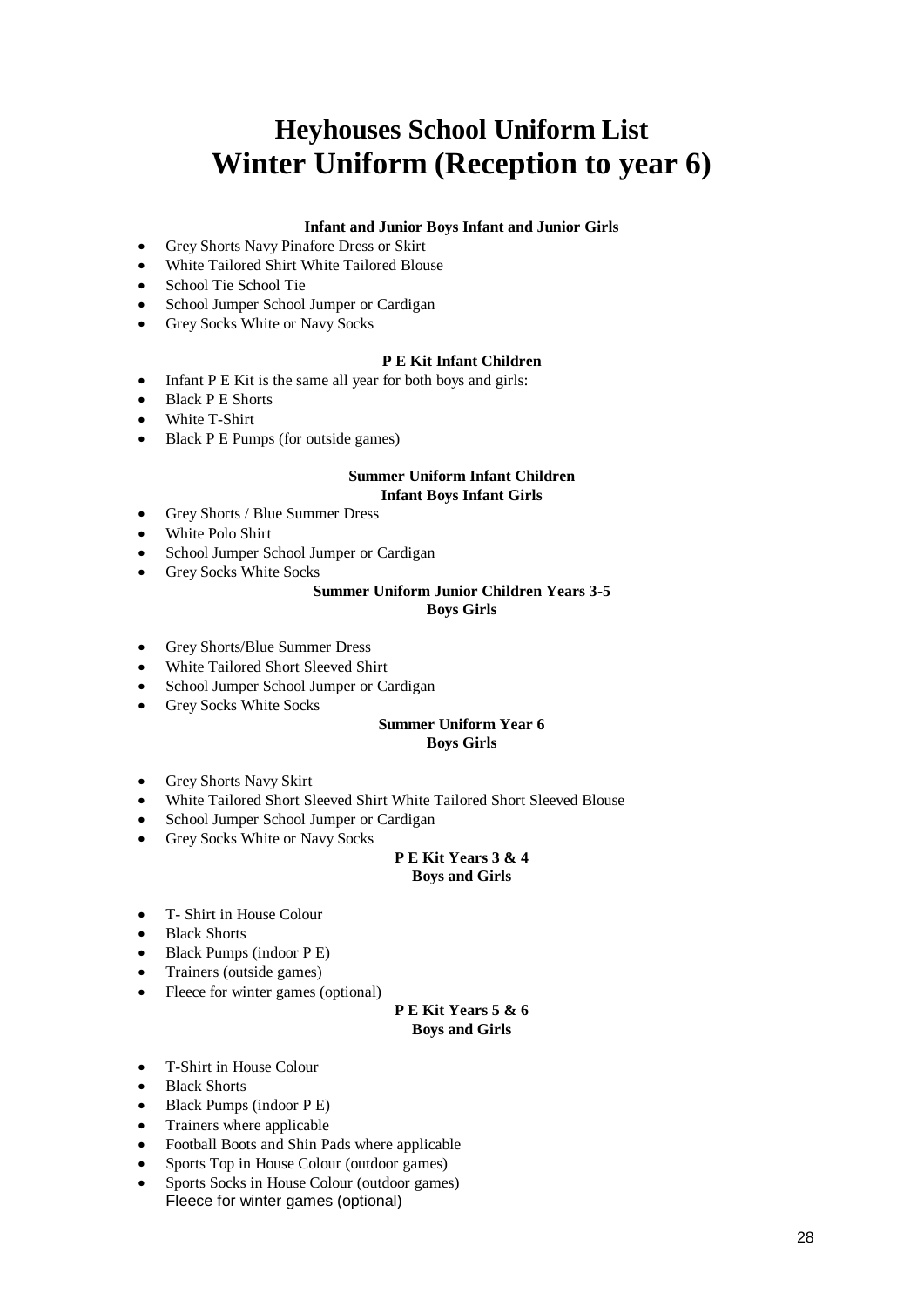# Heyhouses School Uniform List
# Winter Uniform (Reception to year 6)

**Infant and Junior Boys Infant and Junior Girls**

- Grey Shorts Navy Pinafore Dress or Skirt
- White Tailored Shirt White Tailored Blouse
- School Tie School Tie
- School Jumper School Jumper or Cardigan
- Grey Socks White or Navy Socks

**P E Kit Infant Children**

- Infant P E Kit is the same all year for both boys and girls:
- Black P E Shorts
- White T-Shirt
- Black P E Pumps (for outside games)

**Summer Uniform Infant Children**
**Infant Boys Infant Girls**

- Grey Shorts / Blue Summer Dress
- White Polo Shirt
- School Jumper School Jumper or Cardigan
- Grey Socks White Socks

**Summer Uniform Junior Children Years 3-5**
**Boys Girls**

- Grey Shorts/Blue Summer Dress
- White Tailored Short Sleeved Shirt
- School Jumper School Jumper or Cardigan
- Grey Socks White Socks

**Summer Uniform Year 6**
**Boys Girls**

- Grey Shorts Navy Skirt
- White Tailored Short Sleeved Shirt White Tailored Short Sleeved Blouse
- School Jumper School Jumper or Cardigan
- Grey Socks White or Navy Socks

**P E Kit Years 3 & 4**
**Boys and Girls**

- T- Shirt in House Colour
- Black Shorts
- Black Pumps (indoor P E)
- Trainers (outside games)
- Fleece for winter games (optional)

**P E Kit Years 5 & 6**
**Boys and Girls**

- T-Shirt in House Colour
- Black Shorts
- Black Pumps (indoor P E)
- Trainers where applicable
- Football Boots and Shin Pads where applicable
- Sports Top in House Colour (outdoor games)
- Sports Socks in House Colour (outdoor games)
  Fleece for winter games (optional)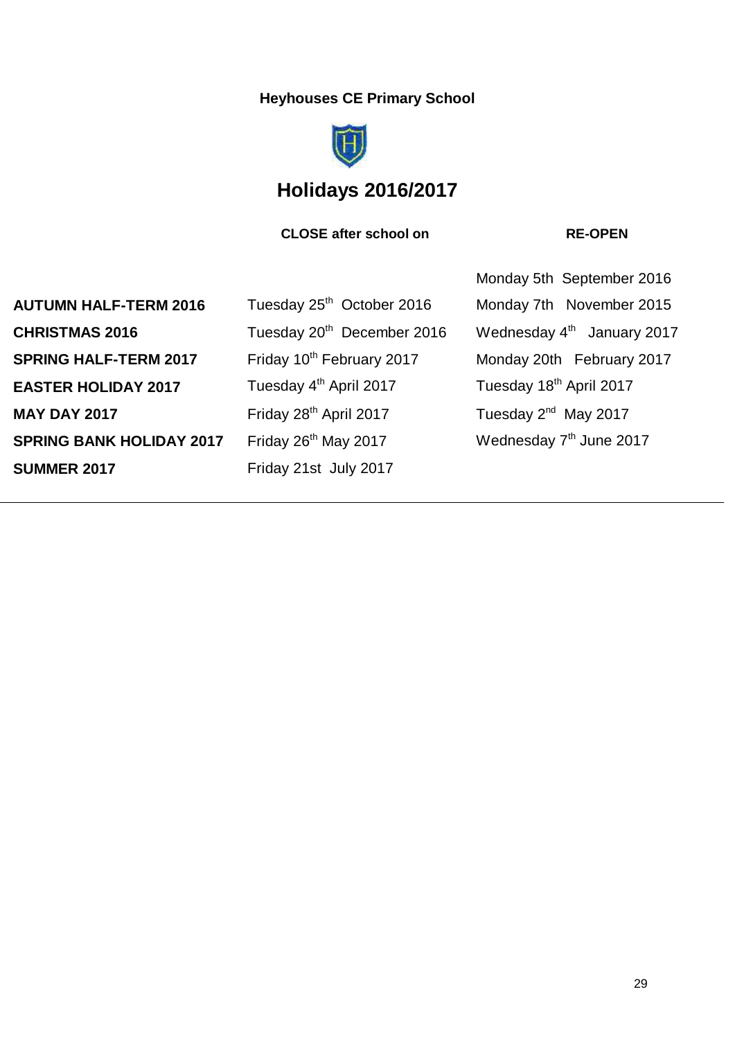**Heyhouses CE Primary School**

# Holidays 2016/2017

| | CLOSE after school on | RE-OPEN |
| --- | --- | --- |
| | | Monday 5th September 2016 |
| **AUTUMN HALF-TERM 2016** | Tuesday 25th October 2016 | Monday 7th November 2015 |
| **CHRISTMAS 2016** | Tuesday 20th December 2016 | Wednesday 4th January 2017 |
| **SPRING HALF-TERM 2017** | Friday 10th February 2017 | Monday 20th February 2017 |
| **EASTER HOLIDAY 2017** | Tuesday 4th April 2017 | Tuesday 18th April 2017 |
| **MAY DAY 2017** | Friday 28th April 2017 | Tuesday 2nd May 2017 |
| **SPRING BANK HOLIDAY 2017** | Friday 26th May 2017 | Wednesday 7th June 2017 |
| **SUMMER 2017** | Friday 21st July 2017 | |